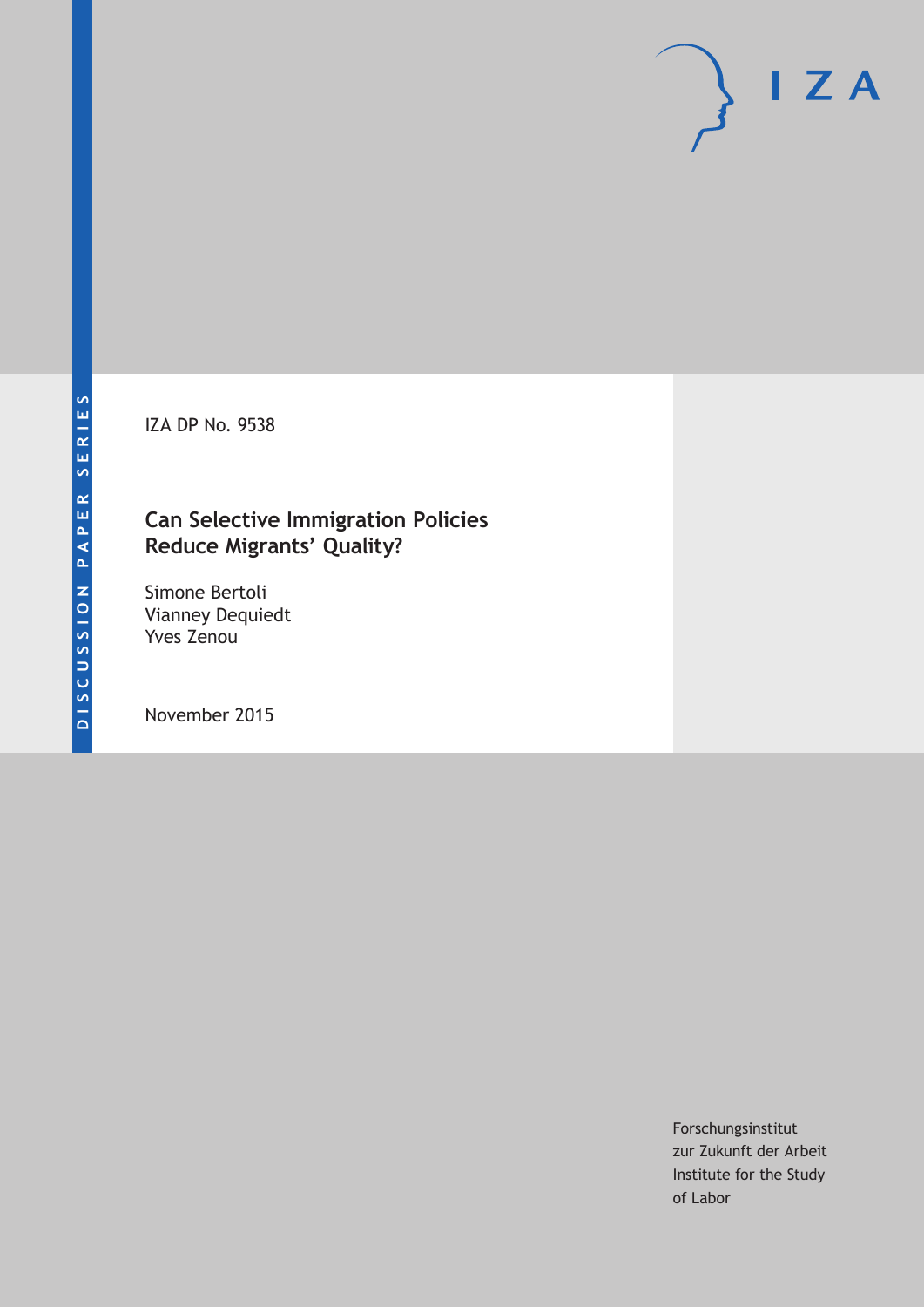DISCUSSION PAPER SERIES

IZA

IZA DP No. 9538

# Can Selective Immigration Policies Reduce Migrants' Quality?

Simone Bertoli
Vianney Dequiedt
Yves Zenou

November 2015

Forschungsinstitut
zur Zukunft der Arbeit
Institute for the Study
of Labor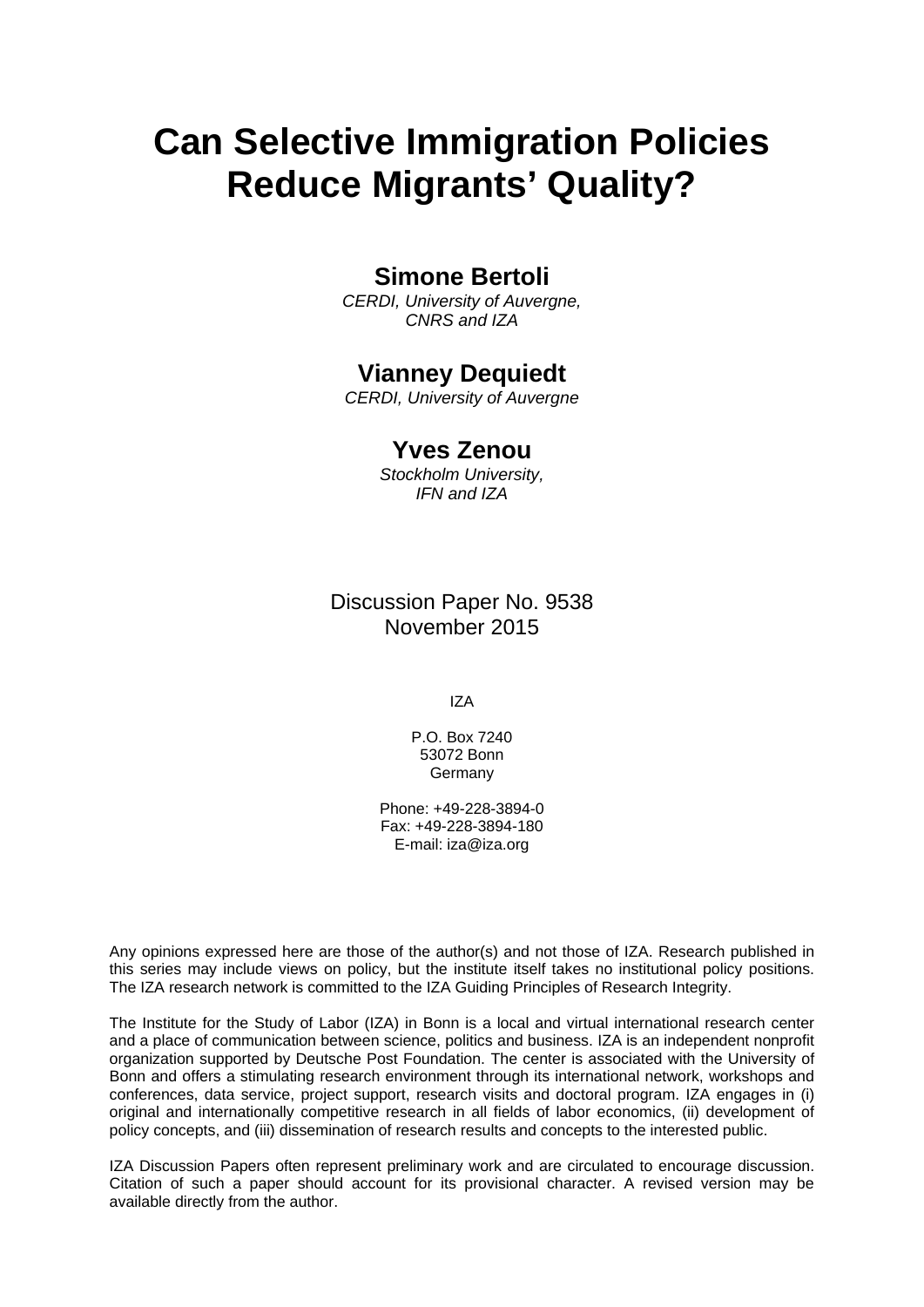# Can Selective Immigration Policies Reduce Migrants' Quality?

**Simone Bertoli**
*CERDI, University of Auvergne, CNRS and IZA*

**Vianney Dequiedt**
*CERDI, University of Auvergne*

**Yves Zenou**
*Stockholm University, IFN and IZA*

Discussion Paper No. 9538
November 2015

IZA

P.O. Box 7240
53072 Bonn
Germany

Phone: +49-228-3894-0
Fax: +49-228-3894-180
E-mail: iza@iza.org

Any opinions expressed here are those of the author(s) and not those of IZA. Research published in this series may include views on policy, but the institute itself takes no institutional policy positions. The IZA research network is committed to the IZA Guiding Principles of Research Integrity.

The Institute for the Study of Labor (IZA) in Bonn is a local and virtual international research center and a place of communication between science, politics and business. IZA is an independent nonprofit organization supported by Deutsche Post Foundation. The center is associated with the University of Bonn and offers a stimulating research environment through its international network, workshops and conferences, data service, project support, research visits and doctoral program. IZA engages in (i) original and internationally competitive research in all fields of labor economics, (ii) development of policy concepts, and (iii) dissemination of research results and concepts to the interested public.

IZA Discussion Papers often represent preliminary work and are circulated to encourage discussion. Citation of such a paper should account for its provisional character. A revised version may be available directly from the author.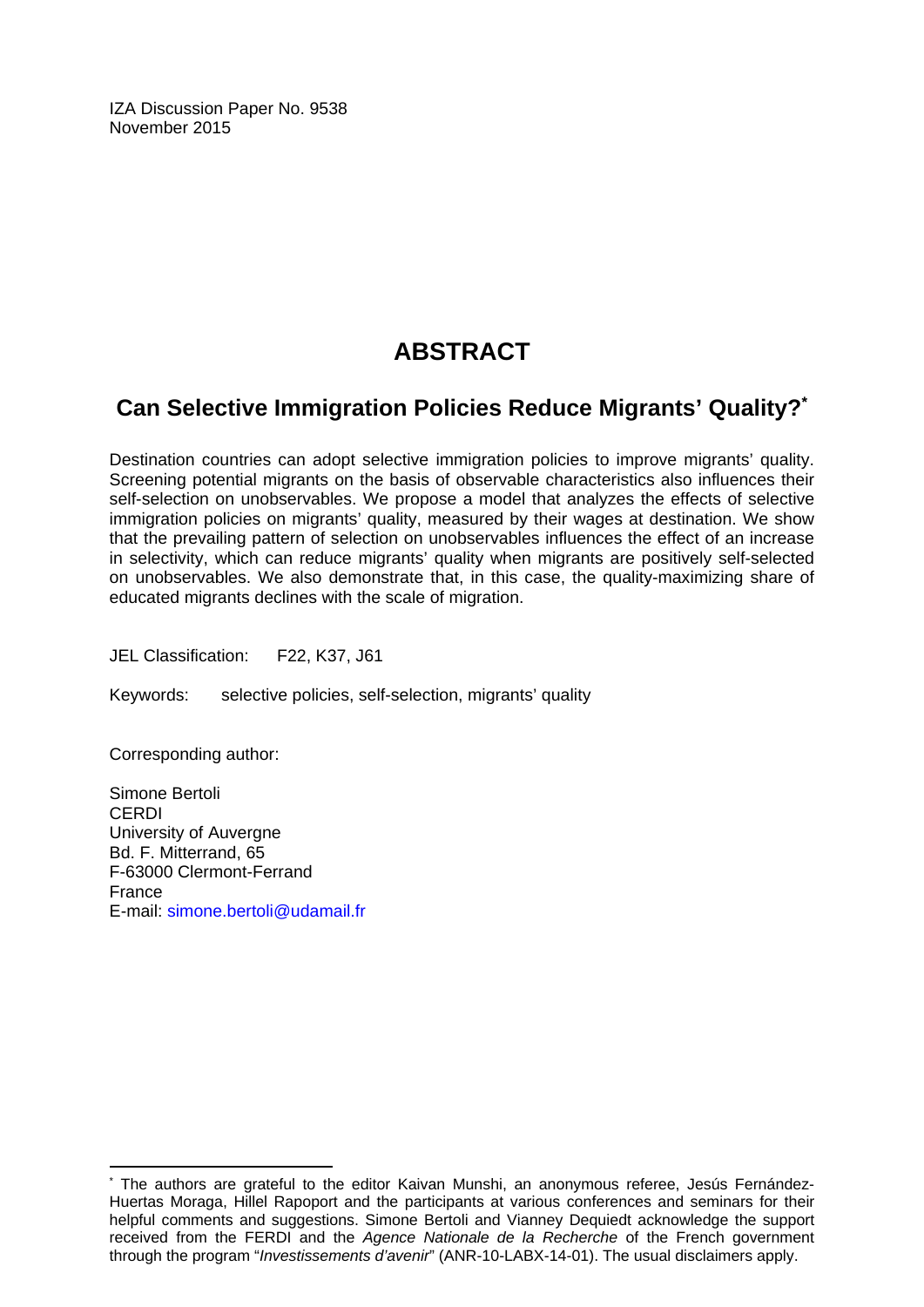IZA Discussion Paper No. 9538
November 2015

# ABSTRACT

## Can Selective Immigration Policies Reduce Migrants' Quality?*

Destination countries can adopt selective immigration policies to improve migrants' quality. Screening potential migrants on the basis of observable characteristics also influences their self-selection on unobservables. We propose a model that analyzes the effects of selective immigration policies on migrants' quality, measured by their wages at destination. We show that the prevailing pattern of selection on unobservables influences the effect of an increase in selectivity, which can reduce migrants' quality when migrants are positively self-selected on unobservables. We also demonstrate that, in this case, the quality-maximizing share of educated migrants declines with the scale of migration.

JEL Classification: F22, K37, J61

Keywords: selective policies, self-selection, migrants' quality

Corresponding author:

Simone Bertoli
CERDI
University of Auvergne
Bd. F. Mitterrand, 65
F-63000 Clermont-Ferrand
France
E-mail: simone.bertoli@udamail.fr

---

* The authors are grateful to the editor Kaivan Munshi, an anonymous referee, Jesús Fernández-Huertas Moraga, Hillel Rapoport and the participants at various conferences and seminars for their helpful comments and suggestions. Simone Bertoli and Vianney Dequiedt acknowledge the support received from the FERDI and the *Agence Nationale de la Recherche* of the French government through the program "*Investissements d'avenir*" (ANR-10-LABX-14-01). The usual disclaimers apply.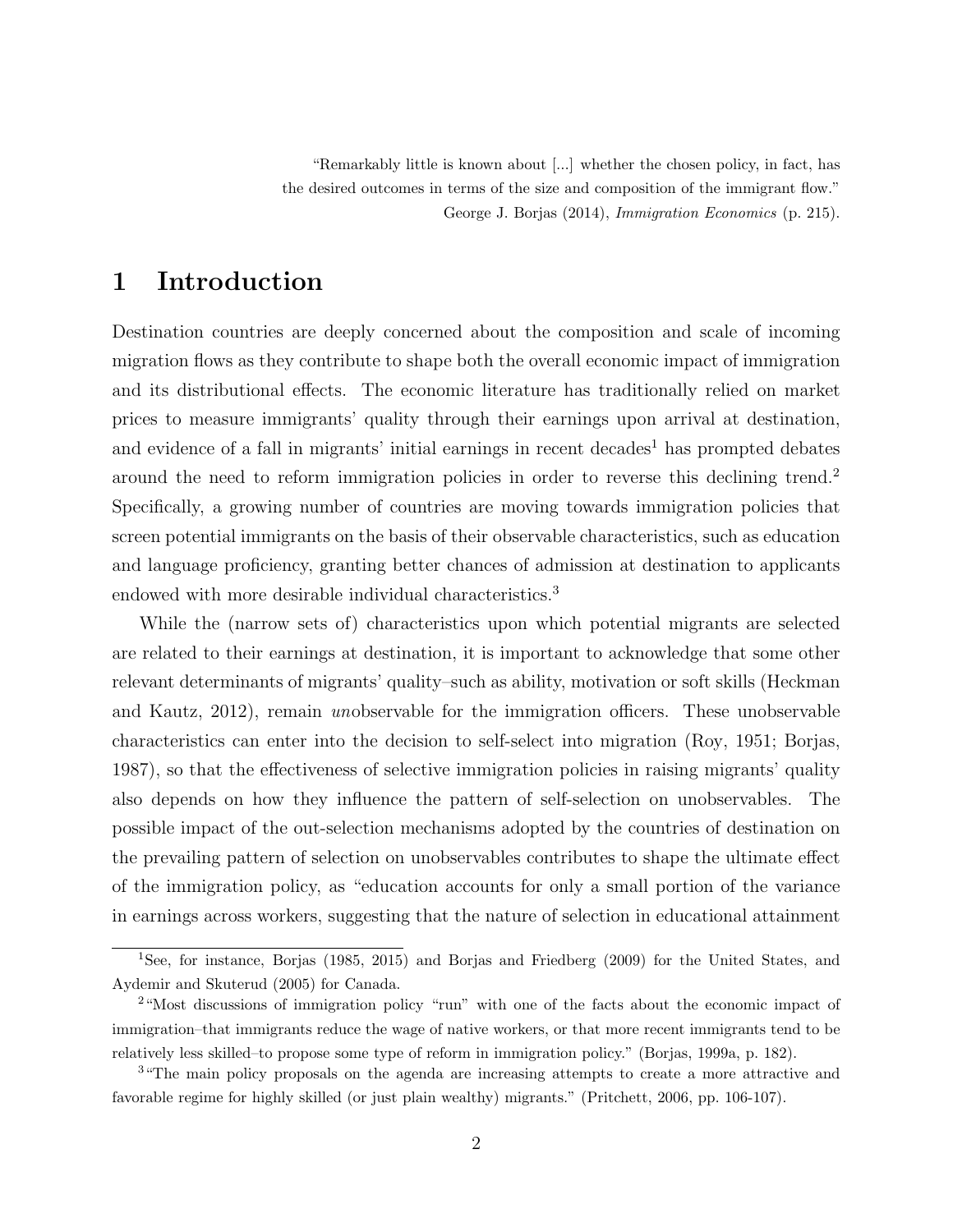"Remarkably little is known about [...] whether the chosen policy, in fact, has the desired outcomes in terms of the size and composition of the immigrant flow."
George J. Borjas (2014), *Immigration Economics* (p. 215).

# 1 Introduction

Destination countries are deeply concerned about the composition and scale of incoming migration flows as they contribute to shape both the overall economic impact of immigration and its distributional effects. The economic literature has traditionally relied on market prices to measure immigrants' quality through their earnings upon arrival at destination, and evidence of a fall in migrants' initial earnings in recent decades[1] has prompted debates around the need to reform immigration policies in order to reverse this declining trend.[2] Specifically, a growing number of countries are moving towards immigration policies that screen potential immigrants on the basis of their observable characteristics, such as education and language proficiency, granting better chances of admission at destination to applicants endowed with more desirable individual characteristics.[3]

While the (narrow sets of) characteristics upon which potential migrants are selected are related to their earnings at destination, it is important to acknowledge that some other relevant determinants of migrants' quality–such as ability, motivation or soft skills (Heckman and Kautz, 2012), remain *un*observable for the immigration officers. These unobservable characteristics can enter into the decision to self-select into migration (Roy, 1951; Borjas, 1987), so that the effectiveness of selective immigration policies in raising migrants' quality also depends on how they influence the pattern of self-selection on unobservables. The possible impact of the out-selection mechanisms adopted by the countries of destination on the prevailing pattern of selection on unobservables contributes to shape the ultimate effect of the immigration policy, as "education accounts for only a small portion of the variance in earnings across workers, suggesting that the nature of selection in educational attainment

[1] See, for instance, Borjas (1985, 2015) and Borjas and Friedberg (2009) for the United States, and Aydemir and Skuterud (2005) for Canada.

[2] "Most discussions of immigration policy "run" with one of the facts about the economic impact of immigration–that immigrants reduce the wage of native workers, or that more recent immigrants tend to be relatively less skilled–to propose some type of reform in immigration policy." (Borjas, 1999a, p. 182).

[3] "The main policy proposals on the agenda are increasing attempts to create a more attractive and favorable regime for highly skilled (or just plain wealthy) migrants." (Pritchett, 2006, pp. 106-107).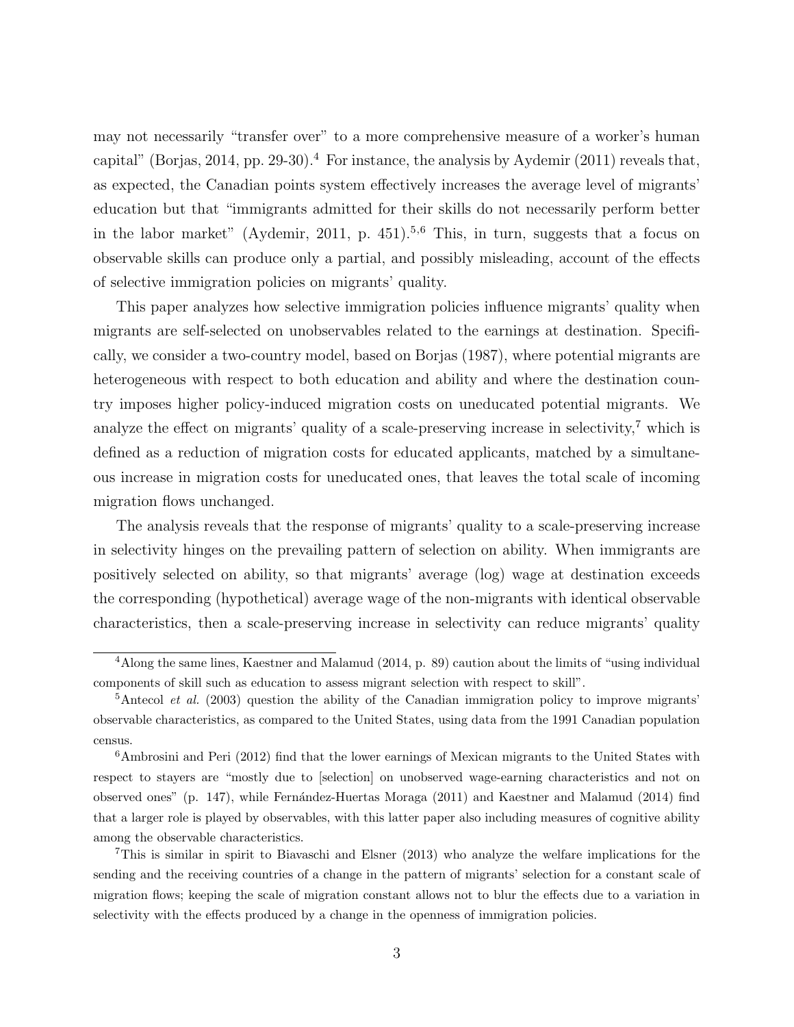may not necessarily "transfer over" to a more comprehensive measure of a worker's human capital" (Borjas, 2014, pp. 29-30).[4] For instance, the analysis by Aydemir (2011) reveals that, as expected, the Canadian points system effectively increases the average level of migrants' education but that "immigrants admitted for their skills do not necessarily perform better in the labor market" (Aydemir, 2011, p. 451).[5,6] This, in turn, suggests that a focus on observable skills can produce only a partial, and possibly misleading, account of the effects of selective immigration policies on migrants' quality.

This paper analyzes how selective immigration policies influence migrants' quality when migrants are self-selected on unobservables related to the earnings at destination. Specifically, we consider a two-country model, based on Borjas (1987), where potential migrants are heterogeneous with respect to both education and ability and where the destination country imposes higher policy-induced migration costs on uneducated potential migrants. We analyze the effect on migrants' quality of a scale-preserving increase in selectivity,[7] which is defined as a reduction of migration costs for educated applicants, matched by a simultaneous increase in migration costs for uneducated ones, that leaves the total scale of incoming migration flows unchanged.

The analysis reveals that the response of migrants' quality to a scale-preserving increase in selectivity hinges on the prevailing pattern of selection on ability. When immigrants are positively selected on ability, so that migrants' average (log) wage at destination exceeds the corresponding (hypothetical) average wage of the non-migrants with identical observable characteristics, then a scale-preserving increase in selectivity can reduce migrants' quality

[4] Along the same lines, Kaestner and Malamud (2014, p. 89) caution about the limits of "using individual components of skill such as education to assess migrant selection with respect to skill".

[5] Antecol *et al.* (2003) question the ability of the Canadian immigration policy to improve migrants' observable characteristics, as compared to the United States, using data from the 1991 Canadian population census.

[6] Ambrosini and Peri (2012) find that the lower earnings of Mexican migrants to the United States with respect to stayers are "mostly due to [selection] on unobserved wage-earning characteristics and not on observed ones" (p. 147), while Fernández-Huertas Moraga (2011) and Kaestner and Malamud (2014) find that a larger role is played by observables, with this latter paper also including measures of cognitive ability among the observable characteristics.

[7] This is similar in spirit to Biavaschi and Elsner (2013) who analyze the welfare implications for the sending and the receiving countries of a change in the pattern of migrants' selection for a constant scale of migration flows; keeping the scale of migration constant allows not to blur the effects due to a variation in selectivity with the effects produced by a change in the openness of immigration policies.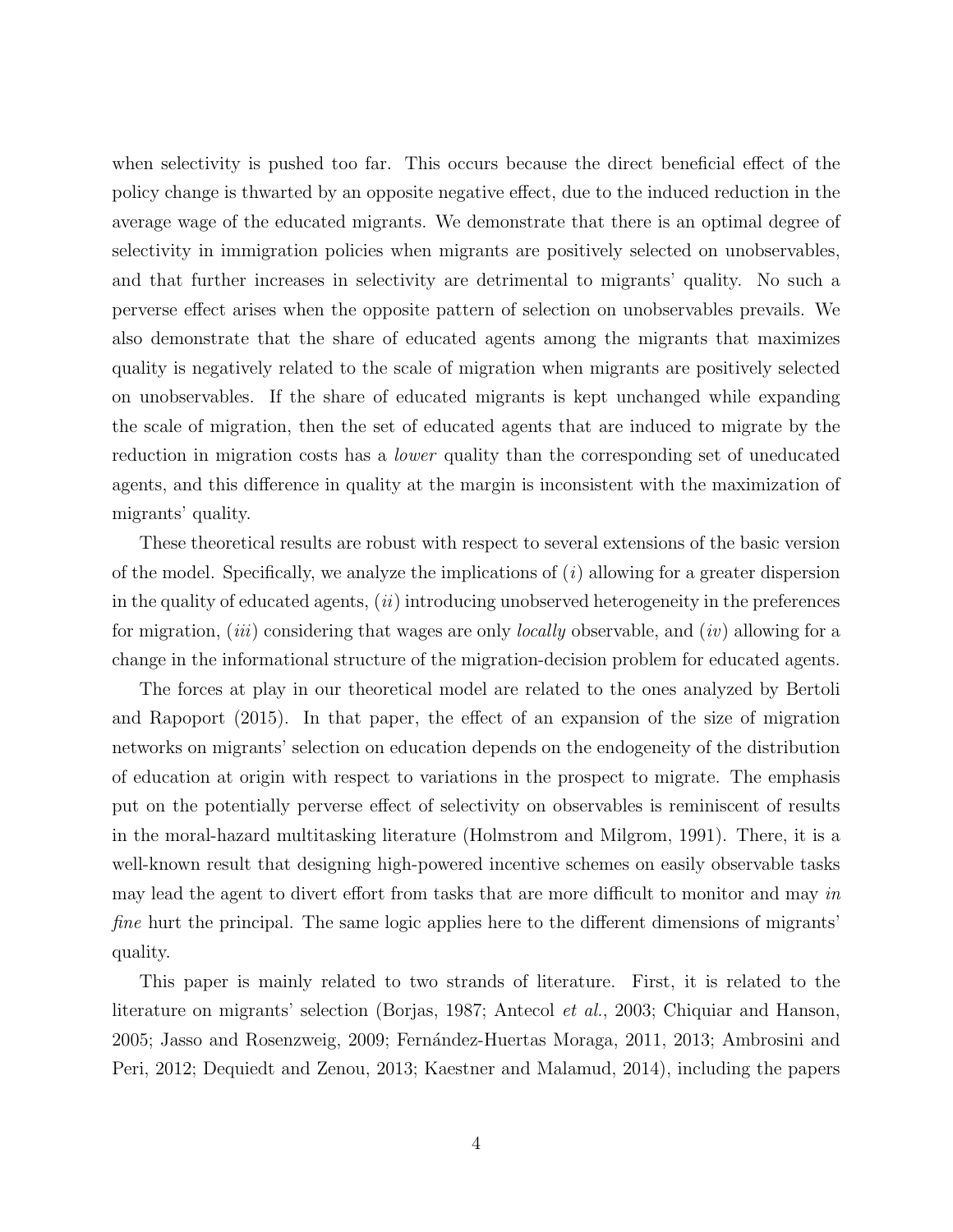when selectivity is pushed too far. This occurs because the direct beneficial effect of the policy change is thwarted by an opposite negative effect, due to the induced reduction in the average wage of the educated migrants. We demonstrate that there is an optimal degree of selectivity in immigration policies when migrants are positively selected on unobservables, and that further increases in selectivity are detrimental to migrants' quality. No such a perverse effect arises when the opposite pattern of selection on unobservables prevails. We also demonstrate that the share of educated agents among the migrants that maximizes quality is negatively related to the scale of migration when migrants are positively selected on unobservables. If the share of educated migrants is kept unchanged while expanding the scale of migration, then the set of educated agents that are induced to migrate by the reduction in migration costs has a *lower* quality than the corresponding set of uneducated agents, and this difference in quality at the margin is inconsistent with the maximization of migrants' quality.

These theoretical results are robust with respect to several extensions of the basic version of the model. Specifically, we analyze the implications of (*i*) allowing for a greater dispersion in the quality of educated agents, (*ii*) introducing unobserved heterogeneity in the preferences for migration, (*iii*) considering that wages are only *locally* observable, and (*iv*) allowing for a change in the informational structure of the migration-decision problem for educated agents.

The forces at play in our theoretical model are related to the ones analyzed by Bertoli and Rapoport (2015). In that paper, the effect of an expansion of the size of migration networks on migrants' selection on education depends on the endogeneity of the distribution of education at origin with respect to variations in the prospect to migrate. The emphasis put on the potentially perverse effect of selectivity on observables is reminiscent of results in the moral-hazard multitasking literature (Holmstrom and Milgrom, 1991). There, it is a well-known result that designing high-powered incentive schemes on easily observable tasks may lead the agent to divert effort from tasks that are more difficult to monitor and may *in fine* hurt the principal. The same logic applies here to the different dimensions of migrants' quality.

This paper is mainly related to two strands of literature. First, it is related to the literature on migrants' selection (Borjas, 1987; Antecol *et al.*, 2003; Chiquiar and Hanson, 2005; Jasso and Rosenzweig, 2009; Fernández-Huertas Moraga, 2011, 2013; Ambrosini and Peri, 2012; Dequiedt and Zenou, 2013; Kaestner and Malamud, 2014), including the papers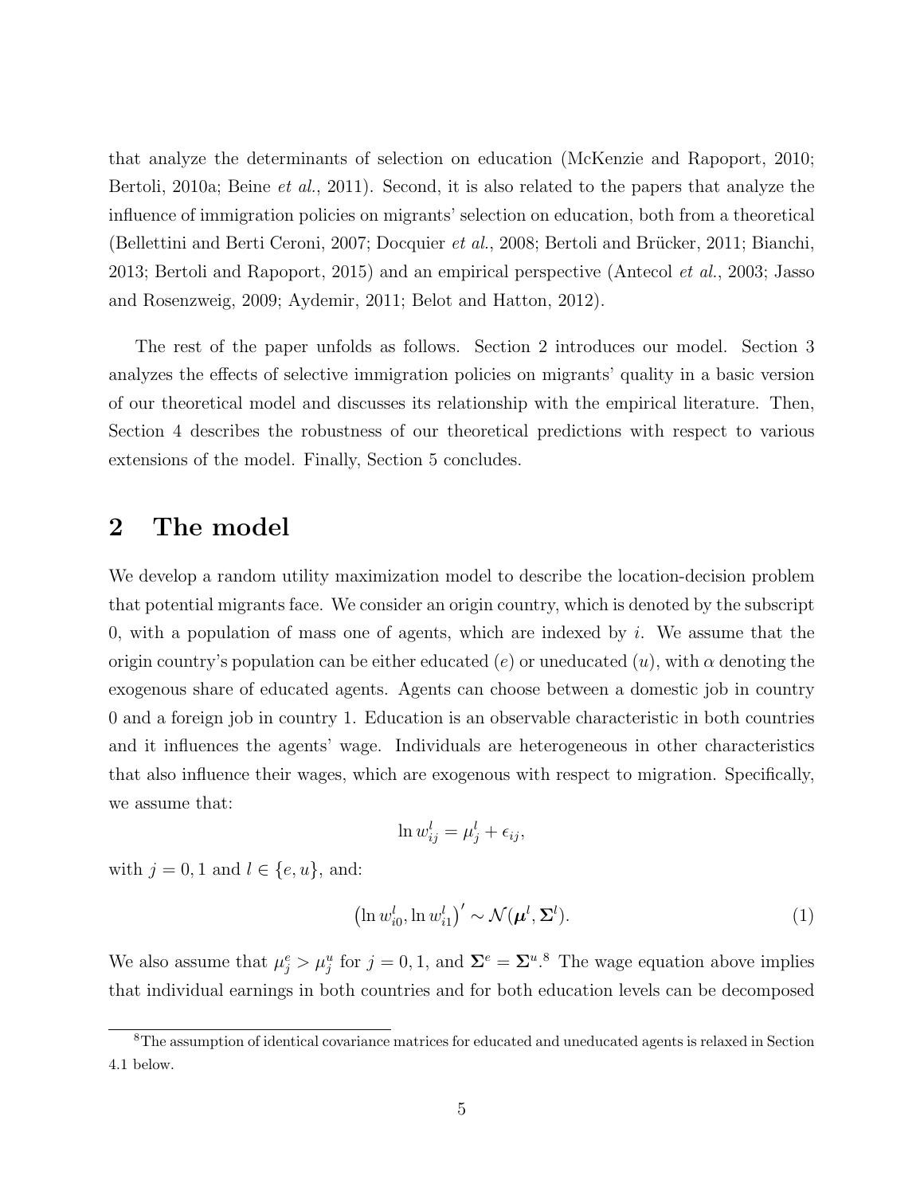that analyze the determinants of selection on education (McKenzie and Rapoport, 2010; Bertoli, 2010a; Beine *et al.*, 2011). Second, it is also related to the papers that analyze the influence of immigration policies on migrants' selection on education, both from a theoretical (Bellettini and Berti Ceroni, 2007; Docquier *et al.*, 2008; Bertoli and Brücker, 2011; Bianchi, 2013; Bertoli and Rapoport, 2015) and an empirical perspective (Antecol *et al.*, 2003; Jasso and Rosenzweig, 2009; Aydemir, 2011; Belot and Hatton, 2012).

The rest of the paper unfolds as follows. Section 2 introduces our model. Section 3 analyzes the effects of selective immigration policies on migrants' quality in a basic version of our theoretical model and discusses its relationship with the empirical literature. Then, Section 4 describes the robustness of our theoretical predictions with respect to various extensions of the model. Finally, Section 5 concludes.

## 2 The model

We develop a random utility maximization model to describe the location-decision problem that potential migrants face. We consider an origin country, which is denoted by the subscript 0, with a population of mass one of agents, which are indexed by $i$. We assume that the origin country's population can be either educated ($e$) or uneducated ($u$), with $\alpha$ denoting the exogenous share of educated agents. Agents can choose between a domestic job in country 0 and a foreign job in country 1. Education is an observable characteristic in both countries and it influences the agents' wage. Individuals are heterogeneous in other characteristics that also influence their wages, which are exogenous with respect to migration. Specifically, we assume that:

$$\ln w_{ij}^{l} = \mu_{j}^{l} + \epsilon_{ij},$$

with $j = 0, 1$ and $l \in \{e, u\}$, and:

$$\left(\ln w_{i0}^{l}, \ln w_{i1}^{l}\right)' \sim \mathcal{N}(\boldsymbol{\mu}^{l}, \boldsymbol{\Sigma}^{l}). \tag{1}$$

We also assume that $\mu_{j}^{e} > \mu_{j}^{u}$ for $j = 0, 1$, and $\boldsymbol{\Sigma}^{e} = \boldsymbol{\Sigma}^{u}$.[8] The wage equation above implies that individual earnings in both countries and for both education levels can be decomposed

[8] The assumption of identical covariance matrices for educated and uneducated agents is relaxed in Section 4.1 below.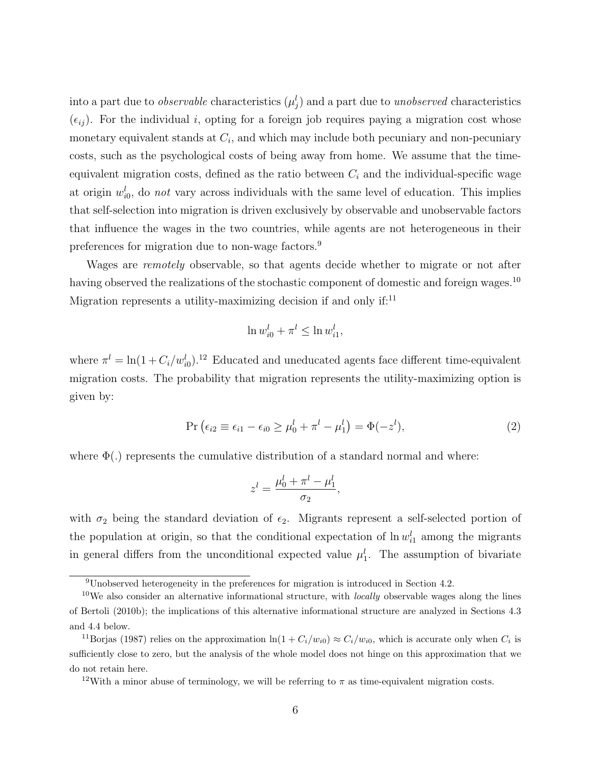into a part due to *observable* characteristics ($\mu_j^l$) and a part due to *unobserved* characteristics ($\epsilon_{ij}$). For the individual $i$, opting for a foreign job requires paying a migration cost whose monetary equivalent stands at $C_i$, and which may include both pecuniary and non-pecuniary costs, such as the psychological costs of being away from home. We assume that the time-equivalent migration costs, defined as the ratio between $C_i$ and the individual-specific wage at origin $w_{i0}^l$, do *not* vary across individuals with the same level of education. This implies that self-selection into migration is driven exclusively by observable and unobservable factors that influence the wages in the two countries, while agents are not heterogeneous in their preferences for migration due to non-wage factors.[9]

Wages are *remotely* observable, so that agents decide whether to migrate or not after having observed the realizations of the stochastic component of domestic and foreign wages.[10] Migration represents a utility-maximizing decision if and only if:[11]

$$\ln w_{i0}^l + \pi^l \leq \ln w_{i1}^l,$$

where $\pi^l = \ln(1 + C_i/w_{i0}^l)$.[12] Educated and uneducated agents face different time-equivalent migration costs. The probability that migration represents the utility-maximizing option is given by:

$$\Pr\left(\epsilon_{i2} \equiv \epsilon_{i1} - \epsilon_{i0} \geq \mu_0^l + \pi^l - \mu_1^l\right) = \Phi(-z^l), \tag{2}$$

where $\Phi(.)$ represents the cumulative distribution of a standard normal and where:

$$z^l = \frac{\mu_0^l + \pi^l - \mu_1^l}{\sigma_2},$$

with $\sigma_2$ being the standard deviation of $\epsilon_2$. Migrants represent a self-selected portion of the population at origin, so that the conditional expectation of $\ln w_{i1}^l$ among the migrants in general differs from the unconditional expected value $\mu_1^l$. The assumption of bivariate

[9] Unobserved heterogeneity in the preferences for migration is introduced in Section 4.2.

[10] We also consider an alternative informational structure, with *locally* observable wages along the lines of Bertoli (2010b); the implications of this alternative informational structure are analyzed in Sections 4.3 and 4.4 below.

[11] Borjas (1987) relies on the approximation $\ln(1 + C_i/w_{i0}) \approx C_i/w_{i0}$, which is accurate only when $C_i$ is sufficiently close to zero, but the analysis of the whole model does not hinge on this approximation that we do not retain here.

[12] With a minor abuse of terminology, we will be referring to $\pi$ as time-equivalent migration costs.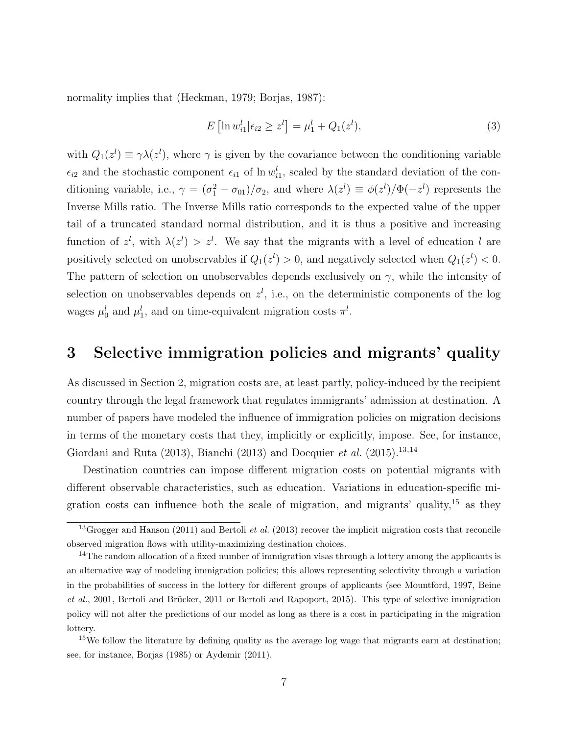normality implies that (Heckman, 1979; Borjas, 1987):

$$E\left[\ln w_{i1}^l | \epsilon_{i2} \geq z^l\right] = \mu_1^l + Q_1(z^l), \tag{3}$$

with $Q_1(z^l) \equiv \gamma\lambda(z^l)$, where $\gamma$ is given by the covariance between the conditioning variable $\epsilon_{i2}$ and the stochastic component $\epsilon_{i1}$ of $\ln w_{i1}^l$, scaled by the standard deviation of the conditioning variable, i.e., $\gamma = (\sigma_1^2 - \sigma_{01})/\sigma_2$, and where $\lambda(z^l) \equiv \phi(z^l)/\Phi(-z^l)$ represents the Inverse Mills ratio. The Inverse Mills ratio corresponds to the expected value of the upper tail of a truncated standard normal distribution, and it is thus a positive and increasing function of $z^l$, with $\lambda(z^l) > z^l$. We say that the migrants with a level of education $l$ are positively selected on unobservables if $Q_1(z^l) > 0$, and negatively selected when $Q_1(z^l) < 0$. The pattern of selection on unobservables depends exclusively on $\gamma$, while the intensity of selection on unobservables depends on $z^l$, i.e., on the deterministic components of the log wages $\mu_0^l$ and $\mu_1^l$, and on time-equivalent migration costs $\pi^l$.

# 3 Selective immigration policies and migrants' quality

As discussed in Section 2, migration costs are, at least partly, policy-induced by the recipient country through the legal framework that regulates immigrants' admission at destination. A number of papers have modeled the influence of immigration policies on migration decisions in terms of the monetary costs that they, implicitly or explicitly, impose. See, for instance, Giordani and Ruta (2013), Bianchi (2013) and Docquier *et al.* (2015).[13,14]

Destination countries can impose different migration costs on potential migrants with different observable characteristics, such as education. Variations in education-specific migration costs can influence both the scale of migration, and migrants' quality,[15] as they

[13] Grogger and Hanson (2011) and Bertoli *et al.* (2013) recover the implicit migration costs that reconcile observed migration flows with utility-maximizing destination choices.

[14] The random allocation of a fixed number of immigration visas through a lottery among the applicants is an alternative way of modeling immigration policies; this allows representing selectivity through a variation in the probabilities of success in the lottery for different groups of applicants (see Mountford, 1997, Beine *et al.*, 2001, Bertoli and Brücker, 2011 or Bertoli and Rapoport, 2015). This type of selective immigration policy will not alter the predictions of our model as long as there is a cost in participating in the migration lottery.

[15] We follow the literature by defining quality as the average log wage that migrants earn at destination; see, for instance, Borjas (1985) or Aydemir (2011).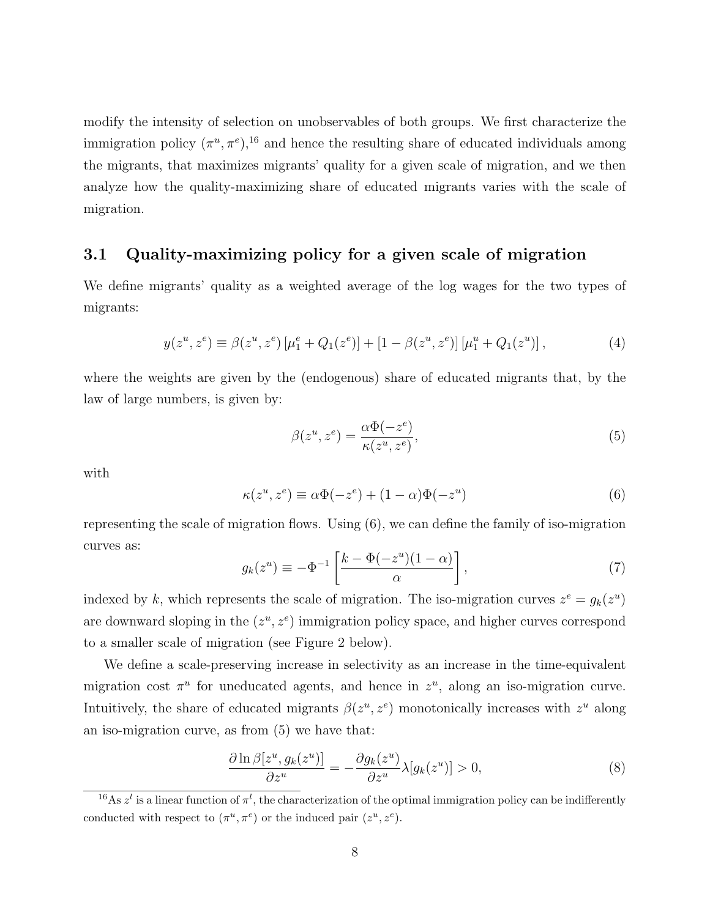modify the intensity of selection on unobservables of both groups. We first characterize the immigration policy $(\pi^u, \pi^e)$,[16] and hence the resulting share of educated individuals among the migrants, that maximizes migrants' quality for a given scale of migration, and we then analyze how the quality-maximizing share of educated migrants varies with the scale of migration.

## 3.1 Quality-maximizing policy for a given scale of migration

We define migrants' quality as a weighted average of the log wages for the two types of migrants:

$$y(z^u, z^e) \equiv \beta(z^u, z^e)\left[\mu_1^e + Q_1(z^e)\right] + \left[1 - \beta(z^u, z^e)\right]\left[\mu_1^u + Q_1(z^u)\right], \tag{4}$$

where the weights are given by the (endogenous) share of educated migrants that, by the law of large numbers, is given by:

$$\beta(z^u, z^e) = \frac{\alpha\Phi(-z^e)}{\kappa(z^u, z^e)}, \tag{5}$$

with

$$\kappa(z^u, z^e) \equiv \alpha\Phi(-z^e) + (1-\alpha)\Phi(-z^u) \tag{6}$$

representing the scale of migration flows. Using (6), we can define the family of iso-migration curves as:

$$g_k(z^u) \equiv -\Phi^{-1}\left[\frac{k - \Phi(-z^u)(1-\alpha)}{\alpha}\right], \tag{7}$$

indexed by $k$, which represents the scale of migration. The iso-migration curves $z^e = g_k(z^u)$ are downward sloping in the $(z^u, z^e)$ immigration policy space, and higher curves correspond to a smaller scale of migration (see Figure 2 below).

We define a scale-preserving increase in selectivity as an increase in the time-equivalent migration cost $\pi^u$ for uneducated agents, and hence in $z^u$, along an iso-migration curve. Intuitively, the share of educated migrants $\beta(z^u, z^e)$ monotonically increases with $z^u$ along an iso-migration curve, as from (5) we have that:

$$\frac{\partial \ln \beta[z^u, g_k(z^u)]}{\partial z^u} = -\frac{\partial g_k(z^u)}{\partial z^u}\lambda[g_k(z^u)] > 0, \tag{8}$$

[16] As $z^l$ is a linear function of $\pi^l$, the characterization of the optimal immigration policy can be indifferently conducted with respect to $(\pi^u, \pi^e)$ or the induced pair $(z^u, z^e)$.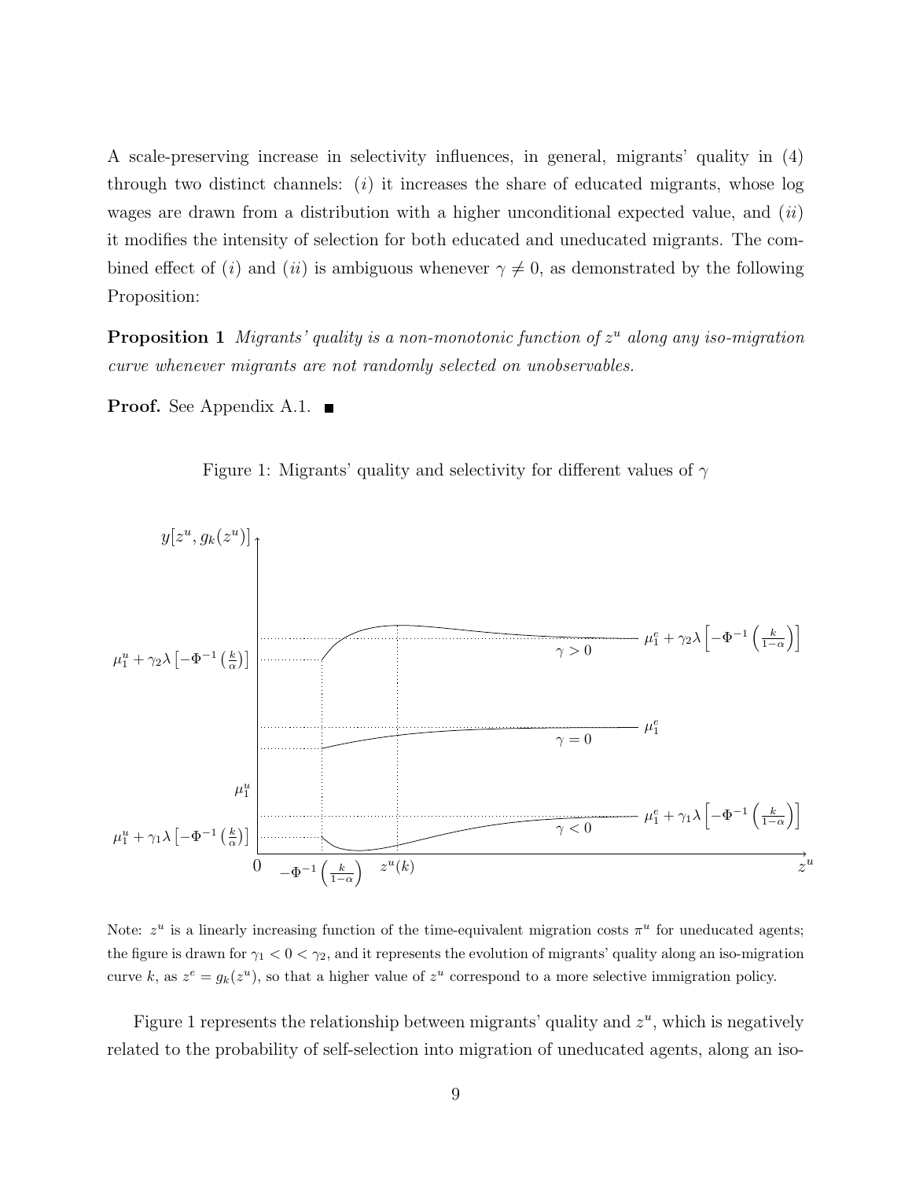A scale-preserving increase in selectivity influences, in general, migrants' quality in (4) through two distinct channels: ($i$) it increases the share of educated migrants, whose log wages are drawn from a distribution with a higher unconditional expected value, and ($ii$) it modifies the intensity of selection for both educated and uneducated migrants. The combined effect of ($i$) and ($ii$) is ambiguous whenever $\gamma \neq 0$, as demonstrated by the following Proposition:

**Proposition 1** *Migrants' quality is a non-monotonic function of $z^u$ along any iso-migration curve whenever migrants are not randomly selected on unobservables.*

**Proof.** See Appendix A.1. ■

Figure 1: Migrants' quality and selectivity for different values of $\gamma$

Note: $z^u$ is a linearly increasing function of the time-equivalent migration costs $\pi^u$ for uneducated agents; the figure is drawn for $\gamma_1 < 0 < \gamma_2$, and it represents the evolution of migrants' quality along an iso-migration curve $k$, as $z^e = g_k(z^u)$, so that a higher value of $z^u$ correspond to a more selective immigration policy.

Figure 1 represents the relationship between migrants' quality and $z^u$, which is negatively related to the probability of self-selection into migration of uneducated agents, along an iso-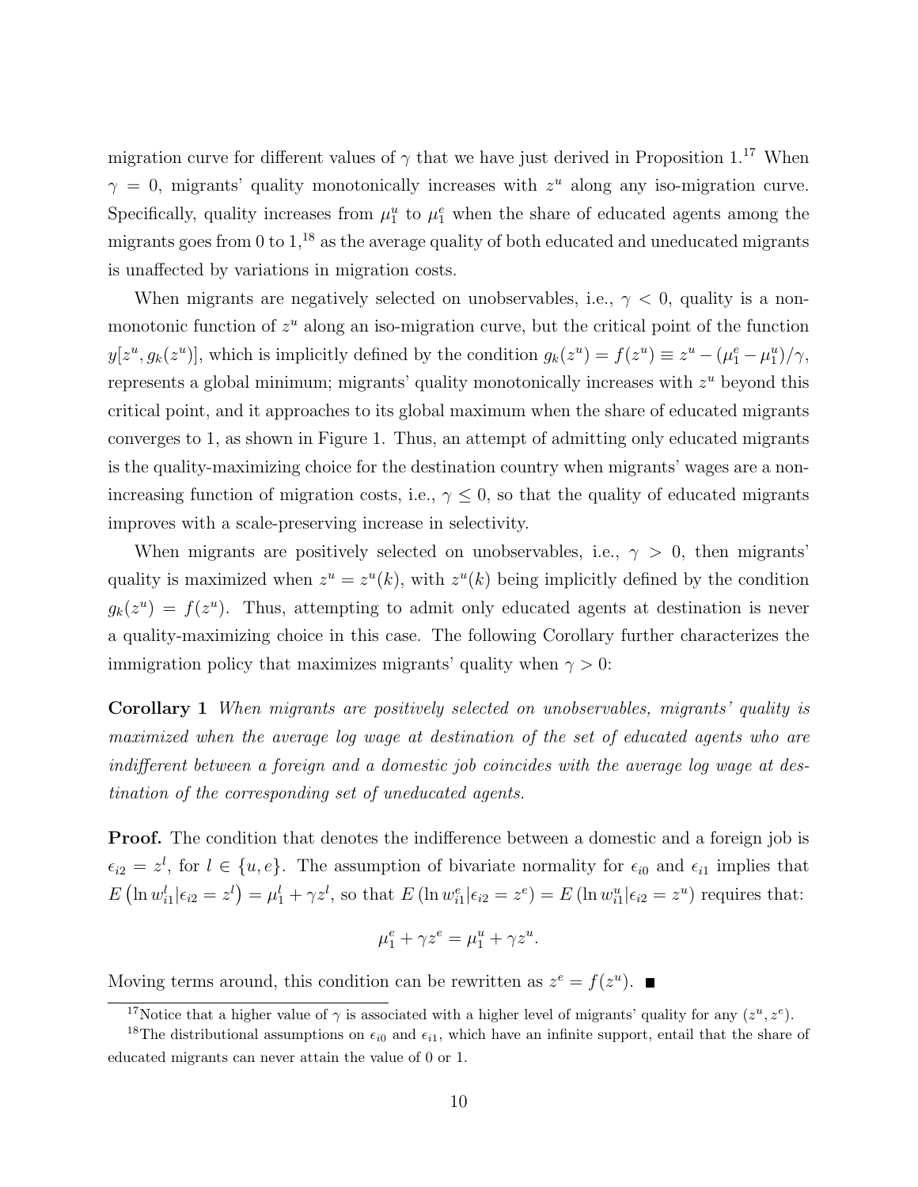migration curve for different values of $\gamma$ that we have just derived in Proposition 1.[17] When $\gamma = 0$, migrants' quality monotonically increases with $z^u$ along any iso-migration curve. Specifically, quality increases from $\mu_1^u$ to $\mu_1^e$ when the share of educated agents among the migrants goes from 0 to 1,[18] as the average quality of both educated and uneducated migrants is unaffected by variations in migration costs.

When migrants are negatively selected on unobservables, i.e., $\gamma < 0$, quality is a non-monotonic function of $z^u$ along an iso-migration curve, but the critical point of the function $y[z^u, g_k(z^u)]$, which is implicitly defined by the condition $g_k(z^u) = f(z^u) \equiv z^u - (\mu_1^e - \mu_1^u)/\gamma$, represents a global minimum; migrants' quality monotonically increases with $z^u$ beyond this critical point, and it approaches to its global maximum when the share of educated migrants converges to 1, as shown in Figure 1. Thus, an attempt of admitting only educated migrants is the quality-maximizing choice for the destination country when migrants' wages are a non-increasing function of migration costs, i.e., $\gamma \leq 0$, so that the quality of educated migrants improves with a scale-preserving increase in selectivity.

When migrants are positively selected on unobservables, i.e., $\gamma > 0$, then migrants' quality is maximized when $z^u = z^u(k)$, with $z^u(k)$ being implicitly defined by the condition $g_k(z^u) = f(z^u)$. Thus, attempting to admit only educated agents at destination is never a quality-maximizing choice in this case. The following Corollary further characterizes the immigration policy that maximizes migrants' quality when $\gamma > 0$:

**Corollary 1** *When migrants are positively selected on unobservables, migrants' quality is maximized when the average log wage at destination of the set of educated agents who are indifferent between a foreign and a domestic job coincides with the average log wage at destination of the corresponding set of uneducated agents.*

**Proof.** The condition that denotes the indifference between a domestic and a foreign job is $\epsilon_{i2} = z^l$, for $l \in \{u, e\}$. The assumption of bivariate normality for $\epsilon_{i0}$ and $\epsilon_{i1}$ implies that $E\left(\ln w_{i1}^l | \epsilon_{i2} = z^l\right) = \mu_1^l + \gamma z^l$, so that $E\left(\ln w_{i1}^e | \epsilon_{i2} = z^e\right) = E\left(\ln w_{i1}^u | \epsilon_{i2} = z^u\right)$ requires that:

$$\mu_1^e + \gamma z^e = \mu_1^u + \gamma z^u.$$

Moving terms around, this condition can be rewritten as $z^e = f(z^u)$. ■

[17] Notice that a higher value of $\gamma$ is associated with a higher level of migrants' quality for any $(z^u, z^e)$.

[18] The distributional assumptions on $\epsilon_{i0}$ and $\epsilon_{i1}$, which have an infinite support, entail that the share of educated migrants can never attain the value of 0 or 1.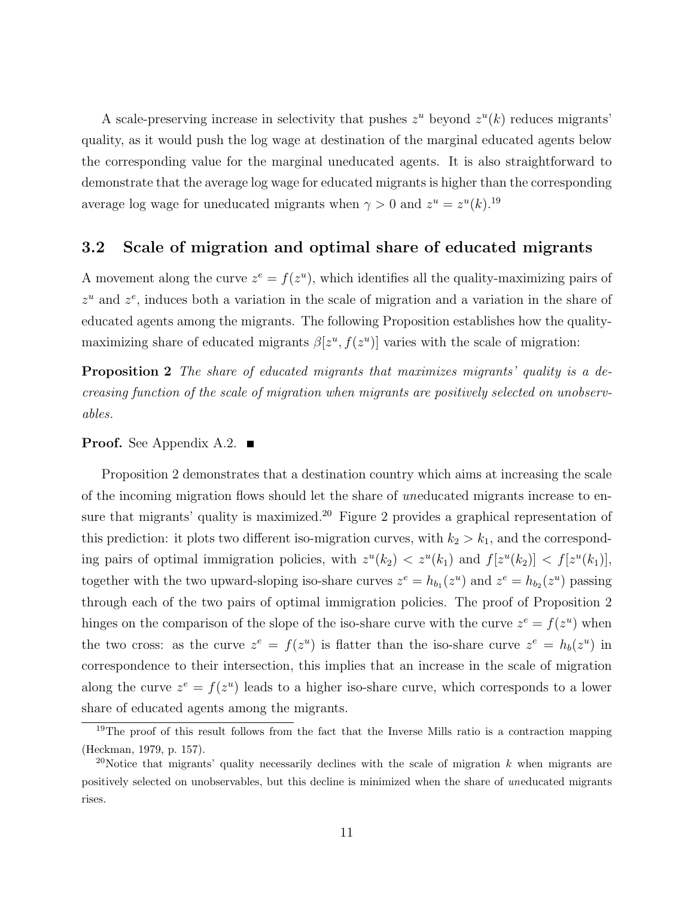A scale-preserving increase in selectivity that pushes $z^u$ beyond $z^u(k)$ reduces migrants' quality, as it would push the log wage at destination of the marginal educated agents below the corresponding value for the marginal uneducated agents. It is also straightforward to demonstrate that the average log wage for educated migrants is higher than the corresponding average log wage for uneducated migrants when $\gamma > 0$ and $z^u = z^u(k)$.[19]

## 3.2 Scale of migration and optimal share of educated migrants

A movement along the curve $z^e = f(z^u)$, which identifies all the quality-maximizing pairs of $z^u$ and $z^e$, induces both a variation in the scale of migration and a variation in the share of educated agents among the migrants. The following Proposition establishes how the quality-maximizing share of educated migrants $\beta[z^u, f(z^u)]$ varies with the scale of migration:

**Proposition 2** *The share of educated migrants that maximizes migrants' quality is a decreasing function of the scale of migration when migrants are positively selected on unobservables.*

**Proof.** See Appendix A.2. ■

Proposition 2 demonstrates that a destination country which aims at increasing the scale of the incoming migration flows should let the share of *un*educated migrants increase to ensure that migrants' quality is maximized.[20] Figure 2 provides a graphical representation of this prediction: it plots two different iso-migration curves, with $k_2 > k_1$, and the corresponding pairs of optimal immigration policies, with $z^u(k_2) < z^u(k_1)$ and $f[z^u(k_2)] < f[z^u(k_1)]$, together with the two upward-sloping iso-share curves $z^e = h_{b_1}(z^u)$ and $z^e = h_{b_2}(z^u)$ passing through each of the two pairs of optimal immigration policies. The proof of Proposition 2 hinges on the comparison of the slope of the iso-share curve with the curve $z^e = f(z^u)$ when the two cross: as the curve $z^e = f(z^u)$ is flatter than the iso-share curve $z^e = h_b(z^u)$ in correspondence to their intersection, this implies that an increase in the scale of migration along the curve $z^e = f(z^u)$ leads to a higher iso-share curve, which corresponds to a lower share of educated agents among the migrants.

---

[19] The proof of this result follows from the fact that the Inverse Mills ratio is a contraction mapping (Heckman, 1979, p. 157).

[20] Notice that migrants' quality necessarily declines with the scale of migration $k$ when migrants are positively selected on unobservables, but this decline is minimized when the share of *un*educated migrants rises.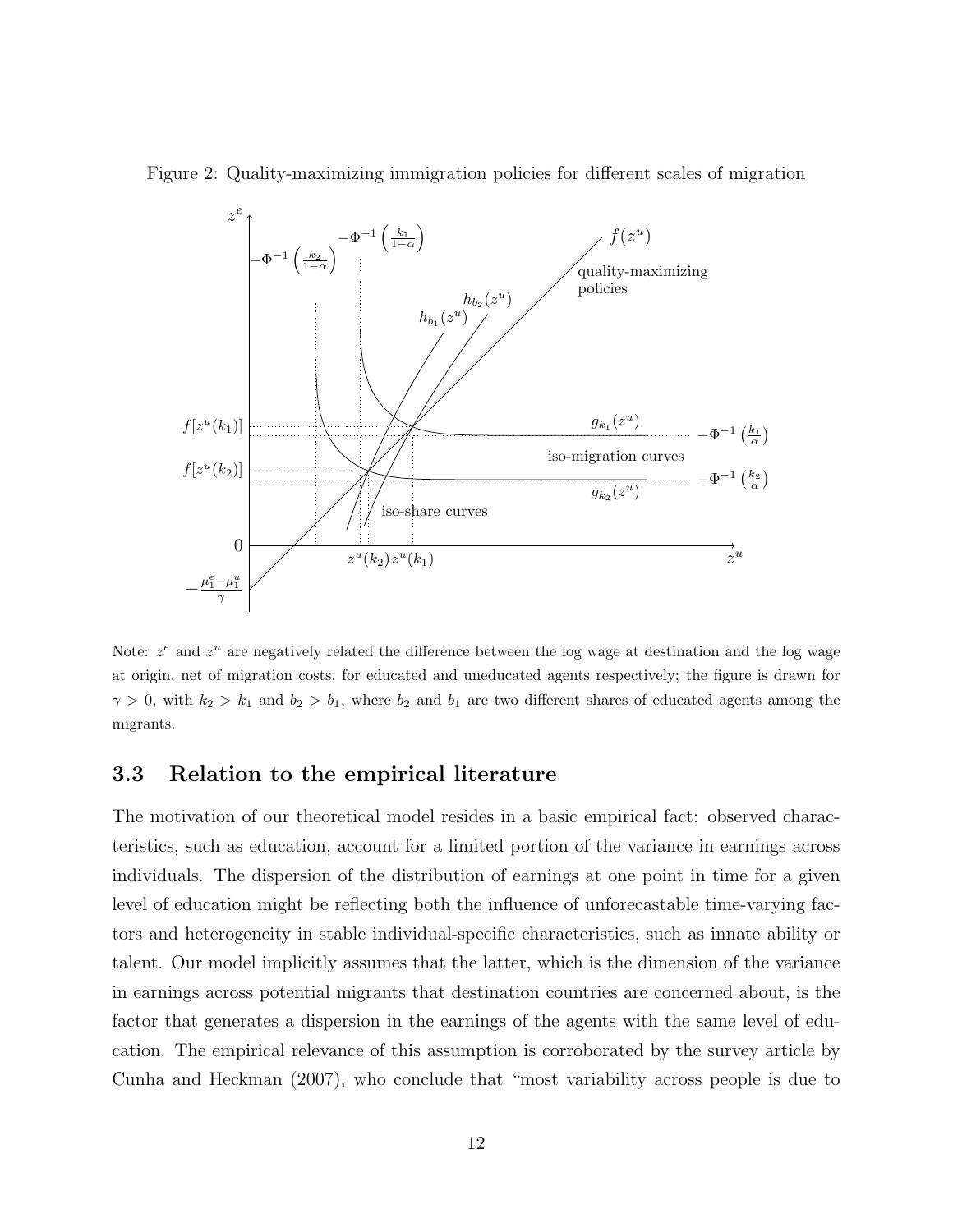Figure 2: Quality-maximizing immigration policies for different scales of migration

Note: $z^e$ and $z^u$ are negatively related the difference between the log wage at destination and the log wage at origin, net of migration costs, for educated and uneducated agents respectively; the figure is drawn for $\gamma > 0$, with $k_2 > k_1$ and $b_2 > b_1$, where $b_2$ and $b_1$ are two different shares of educated agents among the migrants.

### 3.3 Relation to the empirical literature

The motivation of our theoretical model resides in a basic empirical fact: observed characteristics, such as education, account for a limited portion of the variance in earnings across individuals. The dispersion of the distribution of earnings at one point in time for a given level of education might be reflecting both the influence of unforecastable time-varying factors and heterogeneity in stable individual-specific characteristics, such as innate ability or talent. Our model implicitly assumes that the latter, which is the dimension of the variance in earnings across potential migrants that destination countries are concerned about, is the factor that generates a dispersion in the earnings of the agents with the same level of education. The empirical relevance of this assumption is corroborated by the survey article by Cunha and Heckman (2007), who conclude that "most variability across people is due to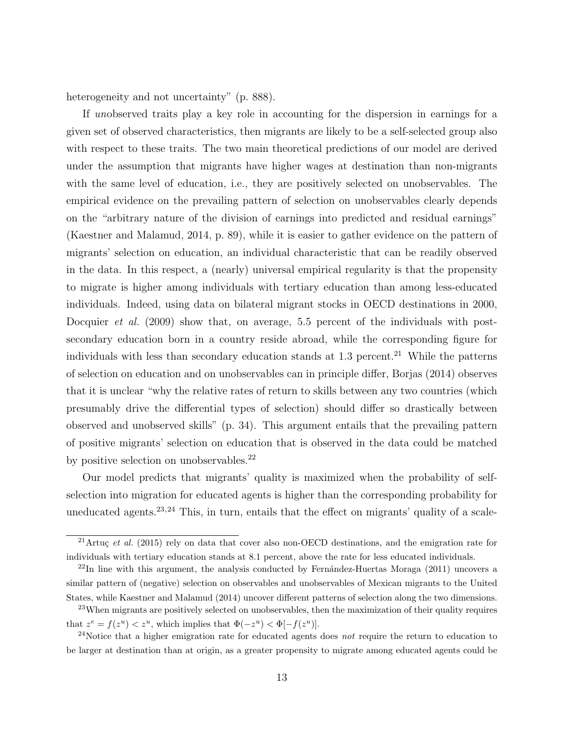heterogeneity and not uncertainty" (p. 888).

If *un*observed traits play a key role in accounting for the dispersion in earnings for a given set of observed characteristics, then migrants are likely to be a self-selected group also with respect to these traits. The two main theoretical predictions of our model are derived under the assumption that migrants have higher wages at destination than non-migrants with the same level of education, i.e., they are positively selected on unobservables. The empirical evidence on the prevailing pattern of selection on unobservables clearly depends on the "arbitrary nature of the division of earnings into predicted and residual earnings" (Kaestner and Malamud, 2014, p. 89), while it is easier to gather evidence on the pattern of migrants' selection on education, an individual characteristic that can be readily observed in the data. In this respect, a (nearly) universal empirical regularity is that the propensity to migrate is higher among individuals with tertiary education than among less-educated individuals. Indeed, using data on bilateral migrant stocks in OECD destinations in 2000, Docquier *et al.* (2009) show that, on average, 5.5 percent of the individuals with post-secondary education born in a country reside abroad, while the corresponding figure for individuals with less than secondary education stands at 1.3 percent.[21] While the patterns of selection on education and on unobservables can in principle differ, Borjas (2014) observes that it is unclear "why the relative rates of return to skills between any two countries (which presumably drive the differential types of selection) should differ so drastically between observed and unobserved skills" (p. 34). This argument entails that the prevailing pattern of positive migrants' selection on education that is observed in the data could be matched by positive selection on unobservables.[22]

Our model predicts that migrants' quality is maximized when the probability of self-selection into migration for educated agents is higher than the corresponding probability for uneducated agents.[23,24] This, in turn, entails that the effect on migrants' quality of a scale-

[21] Artuç *et al.* (2015) rely on data that cover also non-OECD destinations, and the emigration rate for individuals with tertiary education stands at 8.1 percent, above the rate for less educated individuals.

[22] In line with this argument, the analysis conducted by Fernández-Huertas Moraga (2011) uncovers a similar pattern of (negative) selection on observables and unobservables of Mexican migrants to the United States, while Kaestner and Malamud (2014) uncover different patterns of selection along the two dimensions.

[23] When migrants are positively selected on unobservables, then the maximization of their quality requires that $z^e = f(z^u) < z^u$, which implies that $\Phi(-z^u) < \Phi[-f(z^u)]$.

[24] Notice that a higher emigration rate for educated agents does *not* require the return to education to be larger at destination than at origin, as a greater propensity to migrate among educated agents could be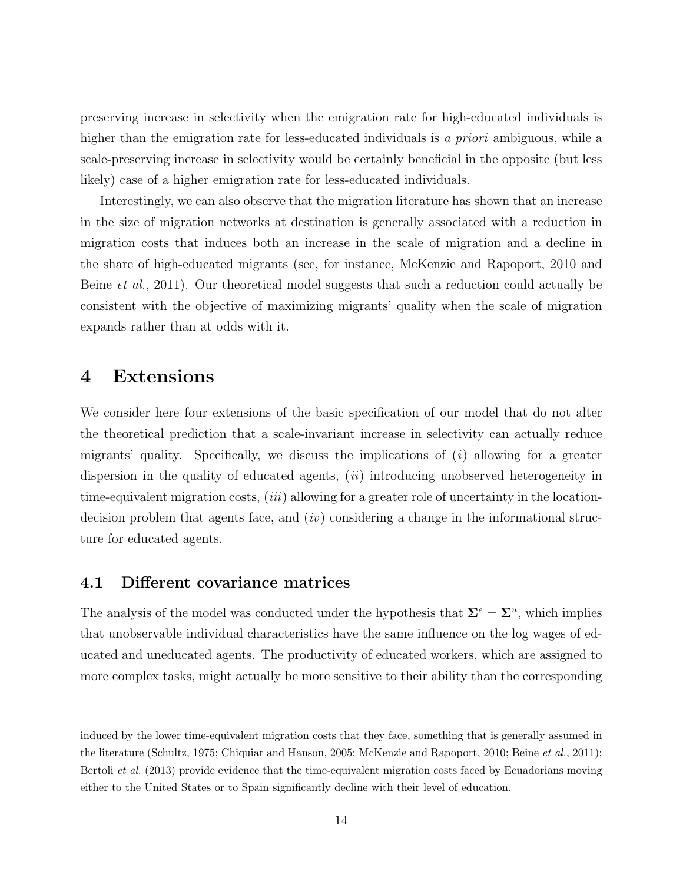preserving increase in selectivity when the emigration rate for high-educated individuals is higher than the emigration rate for less-educated individuals is *a priori* ambiguous, while a scale-preserving increase in selectivity would be certainly beneficial in the opposite (but less likely) case of a higher emigration rate for less-educated individuals.

Interestingly, we can also observe that the migration literature has shown that an increase in the size of migration networks at destination is generally associated with a reduction in migration costs that induces both an increase in the scale of migration and a decline in the share of high-educated migrants (see, for instance, McKenzie and Rapoport, 2010 and Beine *et al.*, 2011). Our theoretical model suggests that such a reduction could actually be consistent with the objective of maximizing migrants' quality when the scale of migration expands rather than at odds with it.

# 4 Extensions

We consider here four extensions of the basic specification of our model that do not alter the theoretical prediction that a scale-invariant increase in selectivity can actually reduce migrants' quality. Specifically, we discuss the implications of (*i*) allowing for a greater dispersion in the quality of educated agents, (*ii*) introducing unobserved heterogeneity in time-equivalent migration costs, (*iii*) allowing for a greater role of uncertainty in the location-decision problem that agents face, and (*iv*) considering a change in the informational structure for educated agents.

## 4.1 Different covariance matrices

The analysis of the model was conducted under the hypothesis that $\mathbf{\Sigma}^e = \mathbf{\Sigma}^u$, which implies that unobservable individual characteristics have the same influence on the log wages of educated and uneducated agents. The productivity of educated workers, which are assigned to more complex tasks, might actually be more sensitive to their ability than the corresponding

induced by the lower time-equivalent migration costs that they face, something that is generally assumed in the literature (Schultz, 1975; Chiquiar and Hanson, 2005; McKenzie and Rapoport, 2010; Beine *et al.*, 2011); Bertoli *et al.* (2013) provide evidence that the time-equivalent migration costs faced by Ecuadorians moving either to the United States or to Spain significantly decline with their level of education.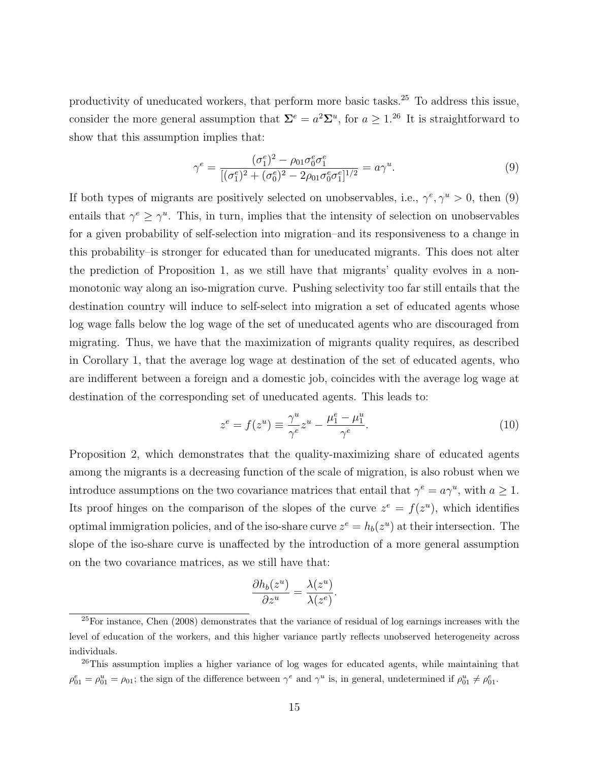productivity of uneducated workers, that perform more basic tasks.[25] To address this issue, consider the more general assumption that $\mathbf{\Sigma}^e = a^2 \mathbf{\Sigma}^u$, for $a \geq 1$.[26] It is straightforward to show that this assumption implies that:

$$\gamma^e = \frac{(\sigma_1^e)^2 - \rho_{01}\sigma_0^e\sigma_1^e}{[(\sigma_1^e)^2 + (\sigma_0^e)^2 - 2\rho_{01}\sigma_0^e\sigma_1^e]^{1/2}} = a\gamma^u. \tag{9}$$

If both types of migrants are positively selected on unobservables, i.e., $\gamma^e, \gamma^u > 0$, then (9) entails that $\gamma^e \geq \gamma^u$. This, in turn, implies that the intensity of selection on unobservables for a given probability of self-selection into migration–and its responsiveness to a change in this probability–is stronger for educated than for uneducated migrants. This does not alter the prediction of Proposition 1, as we still have that migrants' quality evolves in a non-monotonic way along an iso-migration curve. Pushing selectivity too far still entails that the destination country will induce to self-select into migration a set of educated agents whose log wage falls below the log wage of the set of uneducated agents who are discouraged from migrating. Thus, we have that the maximization of migrants quality requires, as described in Corollary 1, that the average log wage at destination of the set of educated agents, who are indifferent between a foreign and a domestic job, coincides with the average log wage at destination of the corresponding set of uneducated agents. This leads to:

$$z^e = f(z^u) \equiv \frac{\gamma^u}{\gamma^e} z^u - \frac{\mu_1^e - \mu_1^u}{\gamma^e}. \tag{10}$$

Proposition 2, which demonstrates that the quality-maximizing share of educated agents among the migrants is a decreasing function of the scale of migration, is also robust when we introduce assumptions on the two covariance matrices that entail that $\gamma^e = a\gamma^u$, with $a \geq 1$. Its proof hinges on the comparison of the slopes of the curve $z^e = f(z^u)$, which identifies optimal immigration policies, and of the iso-share curve $z^e = h_b(z^u)$ at their intersection. The slope of the iso-share curve is unaffected by the introduction of a more general assumption on the two covariance matrices, as we still have that:

$$\frac{\partial h_b(z^u)}{\partial z^u} = \frac{\lambda(z^u)}{\lambda(z^e)}.$$

[25] For instance, Chen (2008) demonstrates that the variance of residual of log earnings increases with the level of education of the workers, and this higher variance partly reflects unobserved heterogeneity across individuals.

[26] This assumption implies a higher variance of log wages for educated agents, while maintaining that $\rho_{01}^e = \rho_{01}^u = \rho_{01}$; the sign of the difference between $\gamma^e$ and $\gamma^u$ is, in general, undetermined if $\rho_{01}^u \neq \rho_{01}^e$.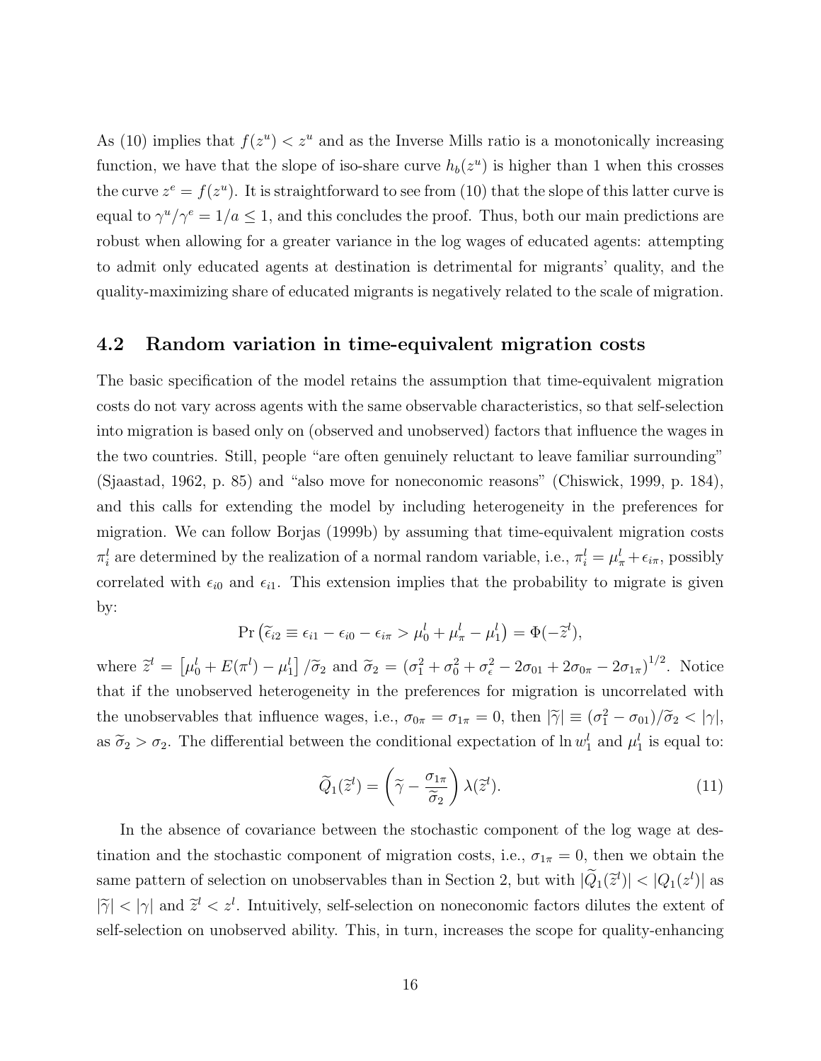As (10) implies that $f(z^u) < z^u$ and as the Inverse Mills ratio is a monotonically increasing function, we have that the slope of iso-share curve $h_b(z^u)$ is higher than 1 when this crosses the curve $z^e = f(z^u)$. It is straightforward to see from (10) that the slope of this latter curve is equal to $\gamma^u/\gamma^e = 1/a \leq 1$, and this concludes the proof. Thus, both our main predictions are robust when allowing for a greater variance in the log wages of educated agents: attempting to admit only educated agents at destination is detrimental for migrants' quality, and the quality-maximizing share of educated migrants is negatively related to the scale of migration.

## 4.2 Random variation in time-equivalent migration costs

The basic specification of the model retains the assumption that time-equivalent migration costs do not vary across agents with the same observable characteristics, so that self-selection into migration is based only on (observed and unobserved) factors that influence the wages in the two countries. Still, people "are often genuinely reluctant to leave familiar surrounding" (Sjaastad, 1962, p. 85) and "also move for noneconomic reasons" (Chiswick, 1999, p. 184), and this calls for extending the model by including heterogeneity in the preferences for migration. We can follow Borjas (1999b) by assuming that time-equivalent migration costs $\pi_i^l$ are determined by the realization of a normal random variable, i.e., $\pi_i^l = \mu_\pi^l + \epsilon_{i\pi}$, possibly correlated with $\epsilon_{i0}$ and $\epsilon_{i1}$. This extension implies that the probability to migrate is given by:

$$\Pr\left(\widetilde{\epsilon}_{i2} \equiv \epsilon_{i1} - \epsilon_{i0} - \epsilon_{i\pi} > \mu_0^l + \mu_\pi^l - \mu_1^l\right) = \Phi(-\widetilde{z}^l),$$

where $\widetilde{z}^l = \left[\mu_0^l + E(\pi^l) - \mu_1^l\right]/\widetilde{\sigma}_2$ and $\widetilde{\sigma}_2 = \left(\sigma_1^2 + \sigma_0^2 + \sigma_\epsilon^2 - 2\sigma_{01} + 2\sigma_{0\pi} - 2\sigma_{1\pi}\right)^{1/2}$. Notice that if the unobserved heterogeneity in the preferences for migration is uncorrelated with the unobservables that influence wages, i.e., $\sigma_{0\pi} = \sigma_{1\pi} = 0$, then $|\widetilde{\gamma}| \equiv (\sigma_1^2 - \sigma_{01})/\widetilde{\sigma}_2 < |\gamma|$, as $\widetilde{\sigma}_2 > \sigma_2$. The differential between the conditional expectation of $\ln w_1^l$ and $\mu_1^l$ is equal to:

$$\widetilde{Q}_1(\widetilde{z}^l) = \left(\widetilde{\gamma} - \frac{\sigma_{1\pi}}{\widetilde{\sigma}_2}\right)\lambda(\widetilde{z}^l). \tag{11}$$

In the absence of covariance between the stochastic component of the log wage at destination and the stochastic component of migration costs, i.e., $\sigma_{1\pi} = 0$, then we obtain the same pattern of selection on unobservables than in Section 2, but with $|\widetilde{Q}_1(\widetilde{z}^l)| < |Q_1(z^l)|$ as $|\widetilde{\gamma}| < |\gamma|$ and $\widetilde{z}^l < z^l$. Intuitively, self-selection on noneconomic factors dilutes the extent of self-selection on unobserved ability. This, in turn, increases the scope for quality-enhancing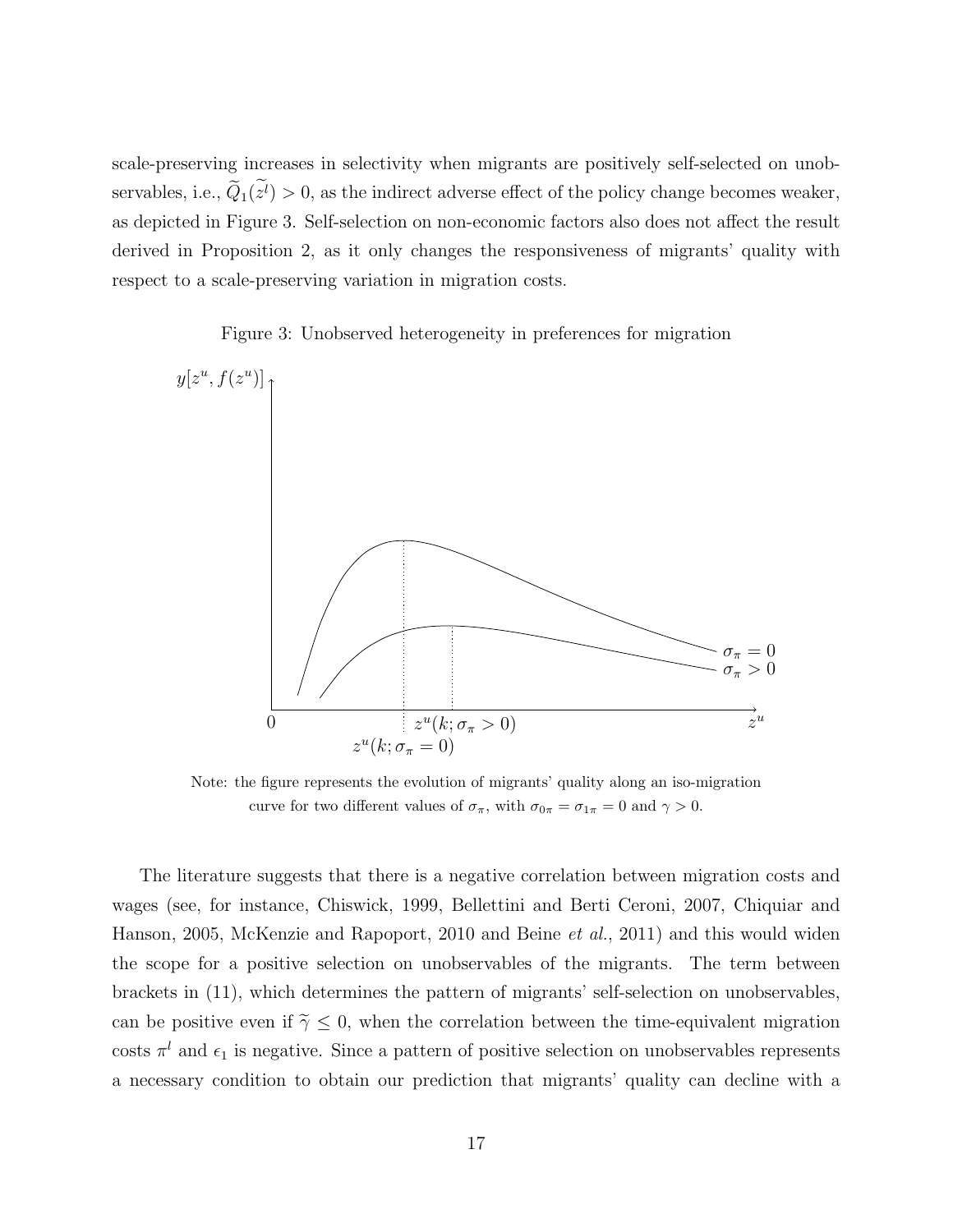scale-preserving increases in selectivity when migrants are positively self-selected on unobservables, i.e., $\widetilde{Q}_1(\widetilde{z}^l) > 0$, as the indirect adverse effect of the policy change becomes weaker, as depicted in Figure 3. Self-selection on non-economic factors also does not affect the result derived in Proposition 2, as it only changes the responsiveness of migrants' quality with respect to a scale-preserving variation in migration costs.

Figure 3: Unobserved heterogeneity in preferences for migration

Note: the figure represents the evolution of migrants' quality along an iso-migration curve for two different values of $\sigma_\pi$, with $\sigma_{0\pi} = \sigma_{1\pi} = 0$ and $\gamma > 0$.

The literature suggests that there is a negative correlation between migration costs and wages (see, for instance, Chiswick, 1999, Bellettini and Berti Ceroni, 2007, Chiquiar and Hanson, 2005, McKenzie and Rapoport, 2010 and Beine *et al.*, 2011) and this would widen the scope for a positive selection on unobservables of the migrants. The term between brackets in (11), which determines the pattern of migrants' self-selection on unobservables, can be positive even if $\widetilde{\gamma} \leq 0$, when the correlation between the time-equivalent migration costs $\pi^l$ and $\epsilon_1$ is negative. Since a pattern of positive selection on unobservables represents a necessary condition to obtain our prediction that migrants' quality can decline with a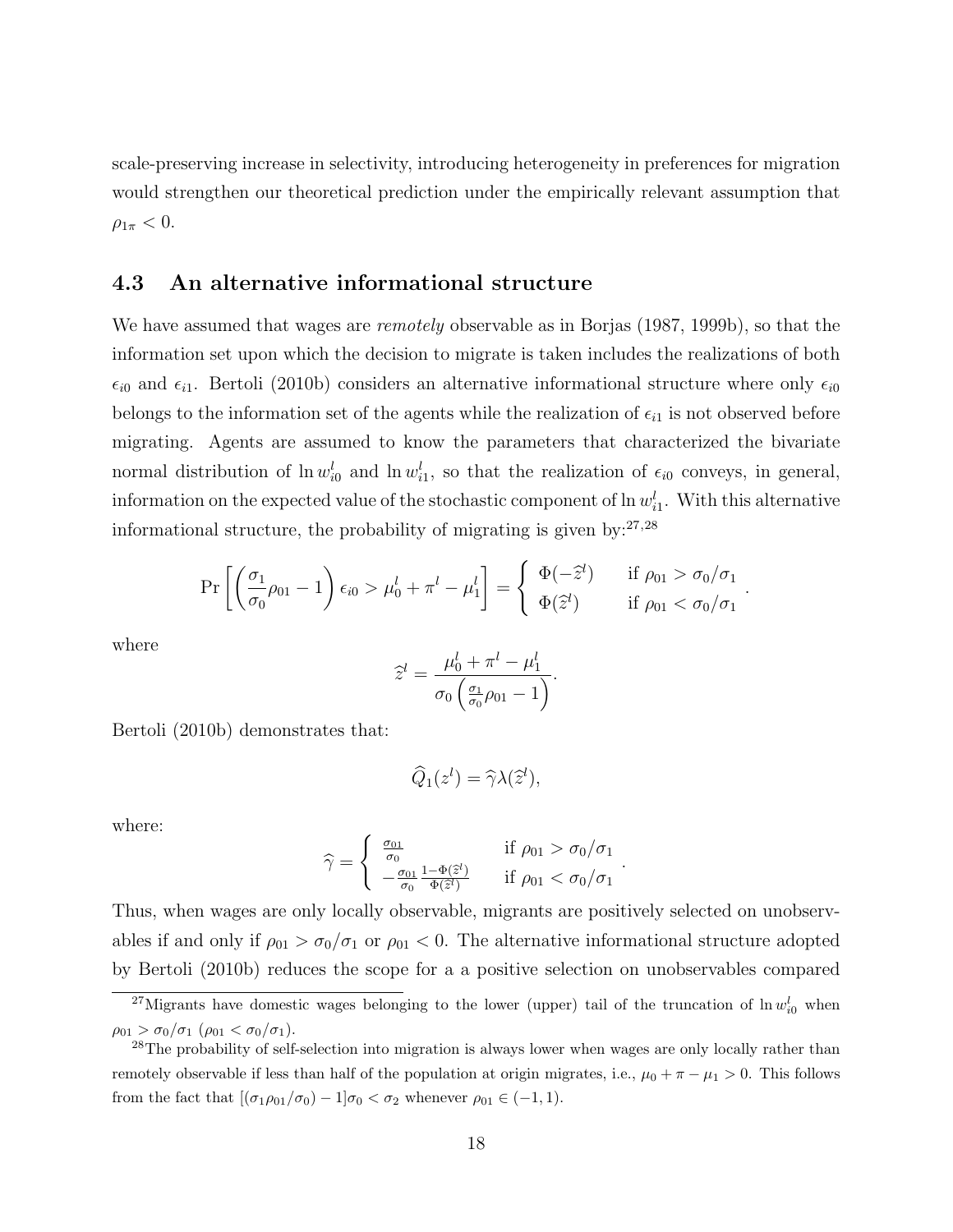scale-preserving increase in selectivity, introducing heterogeneity in preferences for migration would strengthen our theoretical prediction under the empirically relevant assumption that $\rho_{1\pi} < 0$.

### 4.3 An alternative informational structure

We have assumed that wages are *remotely* observable as in Borjas (1987, 1999b), so that the information set upon which the decision to migrate is taken includes the realizations of both $\epsilon_{i0}$ and $\epsilon_{i1}$. Bertoli (2010b) considers an alternative informational structure where only $\epsilon_{i0}$ belongs to the information set of the agents while the realization of $\epsilon_{i1}$ is not observed before migrating. Agents are assumed to know the parameters that characterized the bivariate normal distribution of $\ln w_{i0}^l$ and $\ln w_{i1}^l$, so that the realization of $\epsilon_{i0}$ conveys, in general, information on the expected value of the stochastic component of $\ln w_{i1}^l$. With this alternative informational structure, the probability of migrating is given by:[27,28]

$$\Pr\left[\left(\frac{\sigma_1}{\sigma_0}\rho_{01} - 1\right)\epsilon_{i0} > \mu_0^l + \pi^l - \mu_1^l\right] = \begin{cases} \Phi(-\widehat{z}^l) & \text{if } \rho_{01} > \sigma_0/\sigma_1 \\ \Phi(\widehat{z}^l) & \text{if } \rho_{01} < \sigma_0/\sigma_1 \end{cases}.$$

where

$$\widehat{z}^l = \frac{\mu_0^l + \pi^l - \mu_1^l}{\sigma_0\left(\frac{\sigma_1}{\sigma_0}\rho_{01} - 1\right)}.$$

Bertoli (2010b) demonstrates that:

$$\widehat{Q}_1(z^l) = \widehat{\gamma}\lambda(\widehat{z}^l),$$

where:

$$\widehat{\gamma} = \begin{cases} \frac{\sigma_{01}}{\sigma_0} & \text{if } \rho_{01} > \sigma_0/\sigma_1 \\ -\frac{\sigma_{01}}{\sigma_0}\frac{1-\Phi(\widehat{z}^l)}{\Phi(\widehat{z}^l)} & \text{if } \rho_{01} < \sigma_0/\sigma_1 \end{cases}.$$

Thus, when wages are only locally observable, migrants are positively selected on unobservables if and only if $\rho_{01} > \sigma_0/\sigma_1$ or $\rho_{01} < 0$. The alternative informational structure adopted by Bertoli (2010b) reduces the scope for a a positive selection on unobservables compared

[27] Migrants have domestic wages belonging to the lower (upper) tail of the truncation of $\ln w_{i0}^l$ when $\rho_{01} > \sigma_0/\sigma_1$ ($\rho_{01} < \sigma_0/\sigma_1$).

[28] The probability of self-selection into migration is always lower when wages are only locally rather than remotely observable if less than half of the population at origin migrates, i.e., $\mu_0 + \pi - \mu_1 > 0$. This follows from the fact that $[(\sigma_1\rho_{01}/\sigma_0) - 1]\sigma_0 < \sigma_2$ whenever $\rho_{01} \in (-1, 1)$.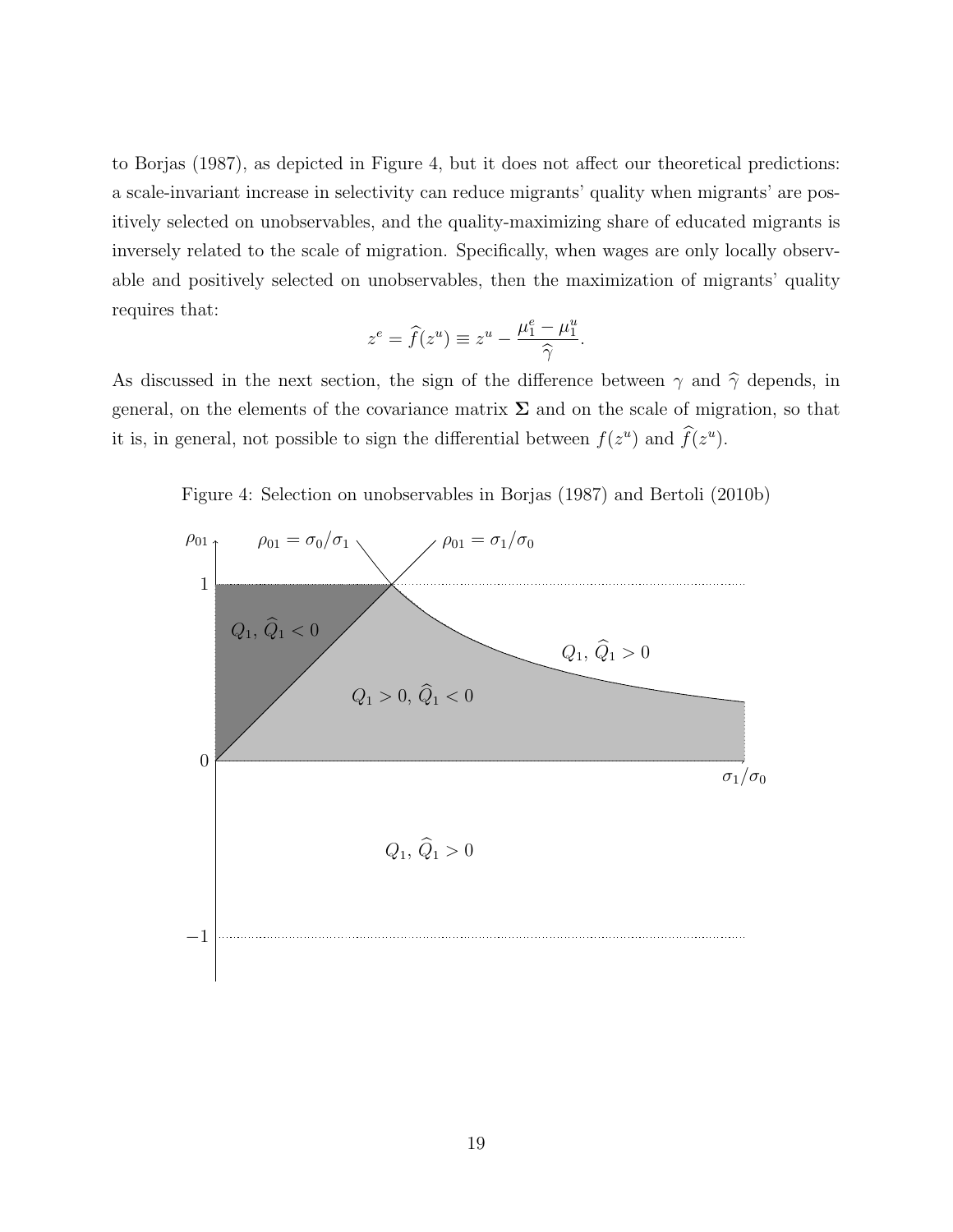to Borjas (1987), as depicted in Figure 4, but it does not affect our theoretical predictions: a scale-invariant increase in selectivity can reduce migrants' quality when migrants' are positively selected on unobservables, and the quality-maximizing share of educated migrants is inversely related to the scale of migration. Specifically, when wages are only locally observable and positively selected on unobservables, then the maximization of migrants' quality requires that:

$$z^e = \widehat{f}(z^u) \equiv z^u - \frac{\mu_1^e - \mu_1^u}{\widehat{\gamma}}.$$

As discussed in the next section, the sign of the difference between $\gamma$ and $\widehat{\gamma}$ depends, in general, on the elements of the covariance matrix $\mathbf{\Sigma}$ and on the scale of migration, so that it is, in general, not possible to sign the differential between $f(z^u)$ and $\widehat{f}(z^u)$.

Figure 4: Selection on unobservables in Borjas (1987) and Bertoli (2010b)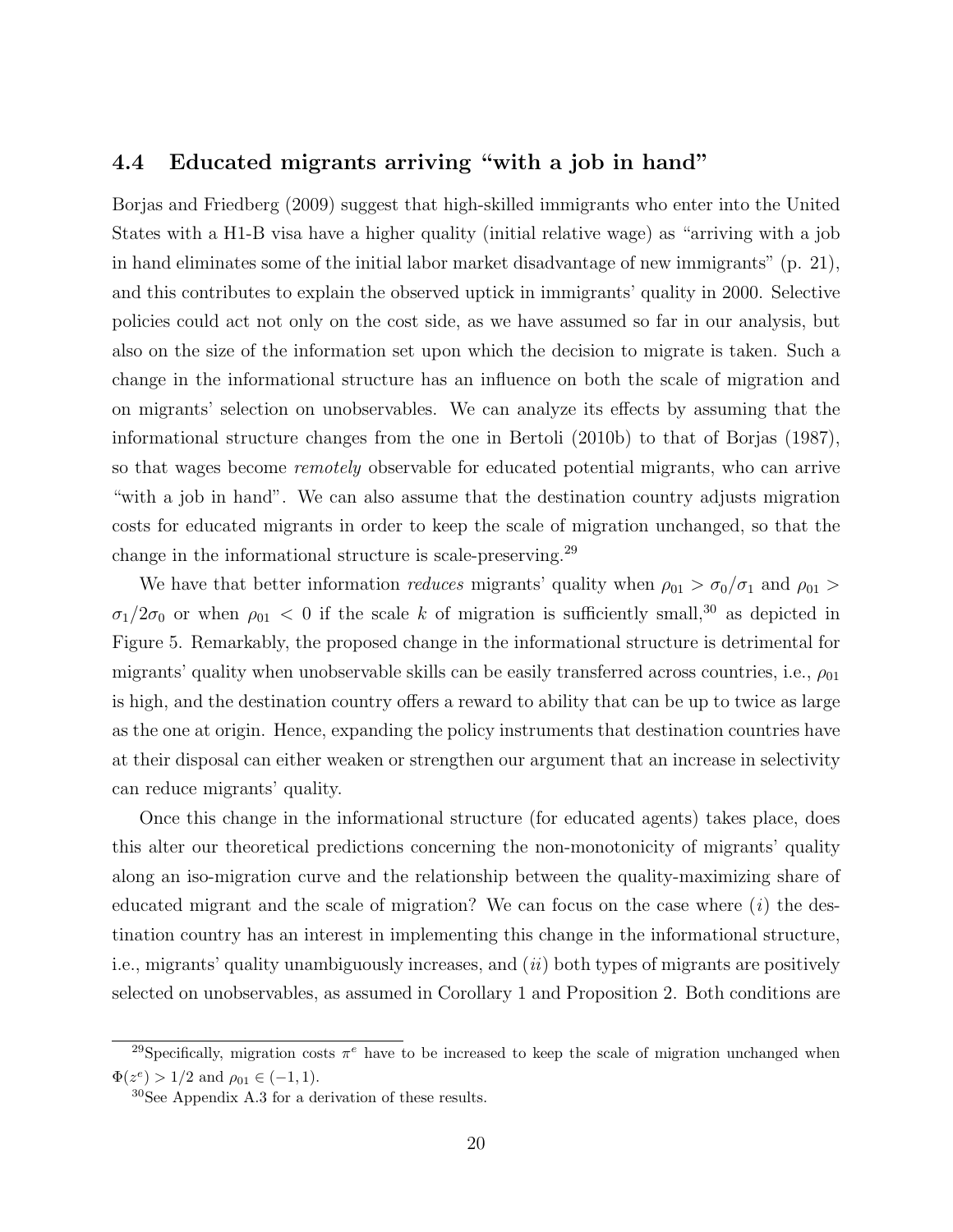### 4.4 Educated migrants arriving "with a job in hand"

Borjas and Friedberg (2009) suggest that high-skilled immigrants who enter into the United States with a H1-B visa have a higher quality (initial relative wage) as "arriving with a job in hand eliminates some of the initial labor market disadvantage of new immigrants" (p. 21), and this contributes to explain the observed uptick in immigrants' quality in 2000. Selective policies could act not only on the cost side, as we have assumed so far in our analysis, but also on the size of the information set upon which the decision to migrate is taken. Such a change in the informational structure has an influence on both the scale of migration and on migrants' selection on unobservables. We can analyze its effects by assuming that the informational structure changes from the one in Bertoli (2010b) to that of Borjas (1987), so that wages become *remotely* observable for educated potential migrants, who can arrive "with a job in hand". We can also assume that the destination country adjusts migration costs for educated migrants in order to keep the scale of migration unchanged, so that the change in the informational structure is scale-preserving.[29]

We have that better information *reduces* migrants' quality when $\rho_{01} > \sigma_0/\sigma_1$ and $\rho_{01} > \sigma_1/2\sigma_0$ or when $\rho_{01} < 0$ if the scale $k$ of migration is sufficiently small,[30] as depicted in Figure 5. Remarkably, the proposed change in the informational structure is detrimental for migrants' quality when unobservable skills can be easily transferred across countries, i.e., $\rho_{01}$ is high, and the destination country offers a reward to ability that can be up to twice as large as the one at origin. Hence, expanding the policy instruments that destination countries have at their disposal can either weaken or strengthen our argument that an increase in selectivity can reduce migrants' quality.

Once this change in the informational structure (for educated agents) takes place, does this alter our theoretical predictions concerning the non-monotonicity of migrants' quality along an iso-migration curve and the relationship between the quality-maximizing share of educated migrant and the scale of migration? We can focus on the case where (*i*) the destination country has an interest in implementing this change in the informational structure, i.e., migrants' quality unambiguously increases, and (*ii*) both types of migrants are positively selected on unobservables, as assumed in Corollary 1 and Proposition 2. Both conditions are

[29] Specifically, migration costs $\pi^e$ have to be increased to keep the scale of migration unchanged when $\Phi(z^e) > 1/2$ and $\rho_{01} \in (-1, 1)$.

[30] See Appendix A.3 for a derivation of these results.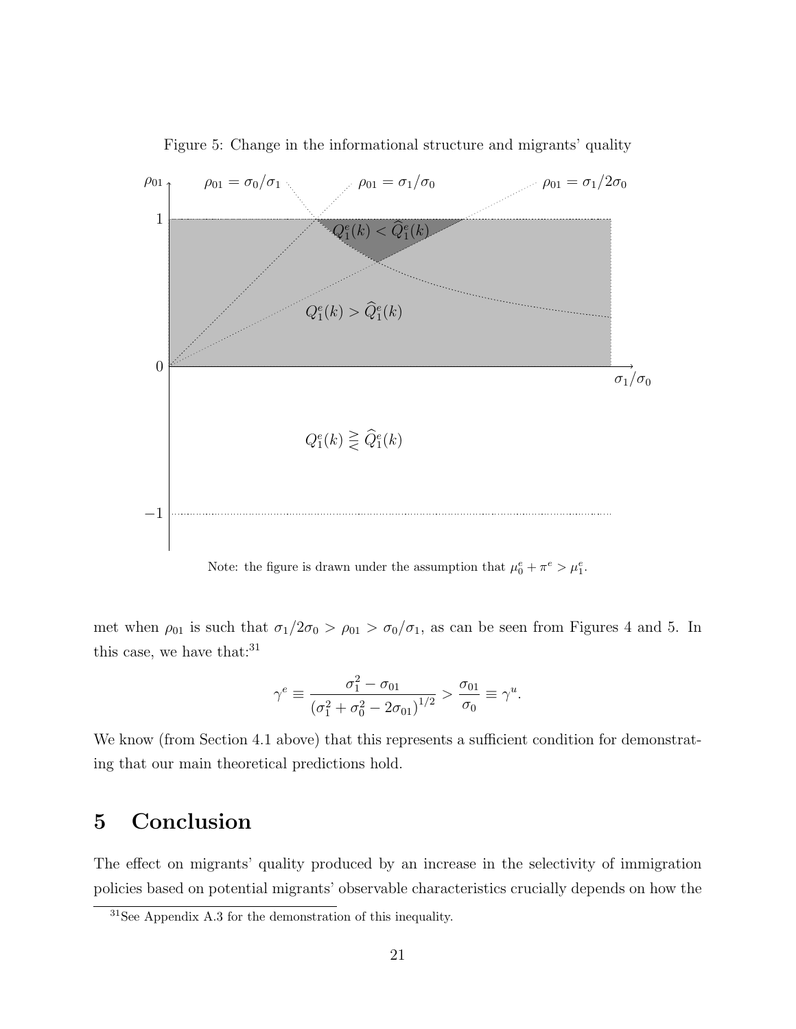Figure 5: Change in the informational structure and migrants' quality

Note: the figure is drawn under the assumption that $\mu_0^e + \pi^e > \mu_1^e$.

met when $\rho_{01}$ is such that $\sigma_1/2\sigma_0 > \rho_{01} > \sigma_0/\sigma_1$, as can be seen from Figures 4 and 5. In this case, we have that:[31]

$$\gamma^e \equiv \frac{\sigma_1^2 - \sigma_{01}}{\left(\sigma_1^2 + \sigma_0^2 - 2\sigma_{01}\right)^{1/2}} > \frac{\sigma_{01}}{\sigma_0} \equiv \gamma^u.$$

We know (from Section 4.1 above) that this represents a sufficient condition for demonstrating that our main theoretical predictions hold.

# 5 Conclusion

The effect on migrants' quality produced by an increase in the selectivity of immigration policies based on potential migrants' observable characteristics crucially depends on how the

[31] See Appendix A.3 for the demonstration of this inequality.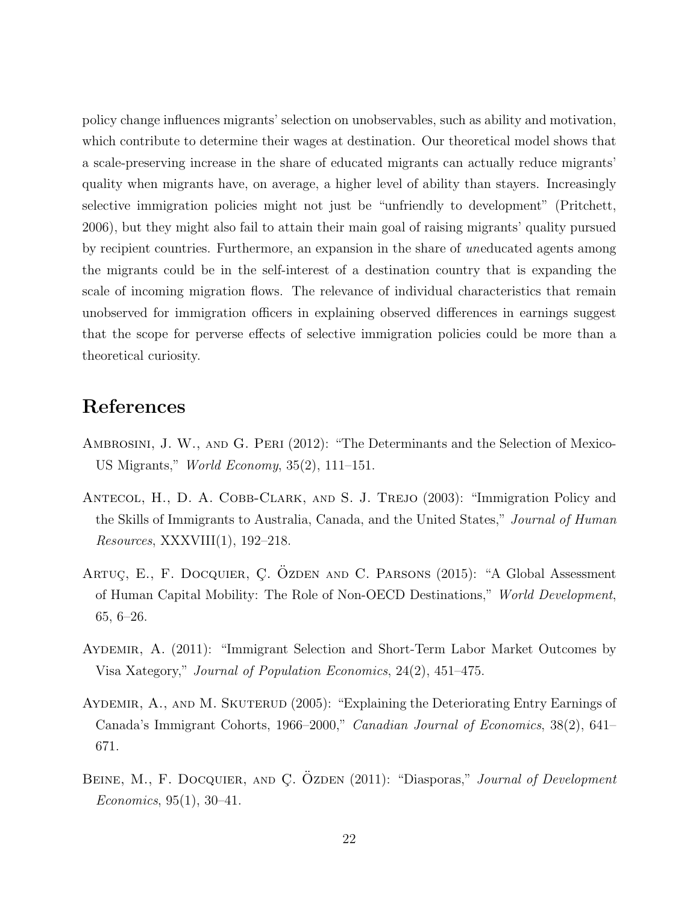policy change influences migrants' selection on unobservables, such as ability and motivation, which contribute to determine their wages at destination. Our theoretical model shows that a scale-preserving increase in the share of educated migrants can actually reduce migrants' quality when migrants have, on average, a higher level of ability than stayers. Increasingly selective immigration policies might not just be "unfriendly to development" (Pritchett, 2006), but they might also fail to attain their main goal of raising migrants' quality pursued by recipient countries. Furthermore, an expansion in the share of *un*educated agents among the migrants could be in the self-interest of a destination country that is expanding the scale of incoming migration flows. The relevance of individual characteristics that remain unobserved for immigration officers in explaining observed differences in earnings suggest that the scope for perverse effects of selective immigration policies could be more than a theoretical curiosity.

# References

Ambrosini, J. W., and G. Peri (2012): "The Determinants and the Selection of Mexico-US Migrants," *World Economy*, 35(2), 111–151.

Antecol, H., D. A. Cobb-Clark, and S. J. Trejo (2003): "Immigration Policy and the Skills of Immigrants to Australia, Canada, and the United States," *Journal of Human Resources*, XXXVIII(1), 192–218.

Artuç, E., F. Docquier, Ç. Özden and C. Parsons (2015): "A Global Assessment of Human Capital Mobility: The Role of Non-OECD Destinations," *World Development*, 65, 6–26.

Aydemir, A. (2011): "Immigrant Selection and Short-Term Labor Market Outcomes by Visa Xategory," *Journal of Population Economics*, 24(2), 451–475.

Aydemir, A., and M. Skuterud (2005): "Explaining the Deteriorating Entry Earnings of Canada's Immigrant Cohorts, 1966–2000," *Canadian Journal of Economics*, 38(2), 641–671.

Beine, M., F. Docquier, and Ç. Özden (2011): "Diasporas," *Journal of Development Economics*, 95(1), 30–41.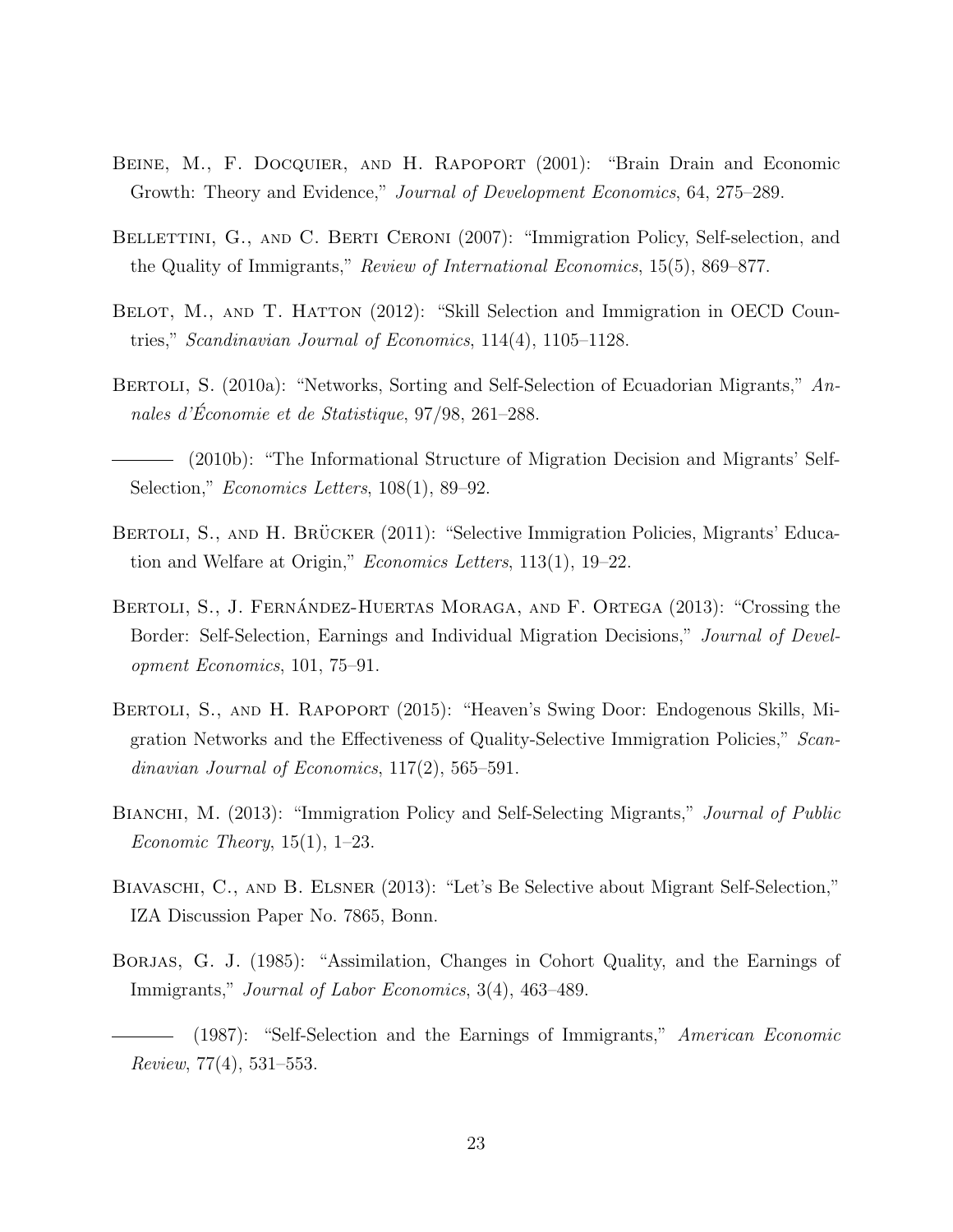Beine, M., F. Docquier, and H. Rapoport (2001): "Brain Drain and Economic Growth: Theory and Evidence," *Journal of Development Economics*, 64, 275–289.

Bellettini, G., and C. Berti Ceroni (2007): "Immigration Policy, Self-selection, and the Quality of Immigrants," *Review of International Economics*, 15(5), 869–877.

Belot, M., and T. Hatton (2012): "Skill Selection and Immigration in OECD Countries," *Scandinavian Journal of Economics*, 114(4), 1105–1128.

Bertoli, S. (2010a): "Networks, Sorting and Self-Selection of Ecuadorian Migrants," *Annales d'Économie et de Statistique*, 97/98, 261–288.

——— (2010b): "The Informational Structure of Migration Decision and Migrants' Self-Selection," *Economics Letters*, 108(1), 89–92.

Bertoli, S., and H. Brücker (2011): "Selective Immigration Policies, Migrants' Education and Welfare at Origin," *Economics Letters*, 113(1), 19–22.

Bertoli, S., J. Fernández-Huertas Moraga, and F. Ortega (2013): "Crossing the Border: Self-Selection, Earnings and Individual Migration Decisions," *Journal of Development Economics*, 101, 75–91.

Bertoli, S., and H. Rapoport (2015): "Heaven's Swing Door: Endogenous Skills, Migration Networks and the Effectiveness of Quality-Selective Immigration Policies," *Scandinavian Journal of Economics*, 117(2), 565–591.

Bianchi, M. (2013): "Immigration Policy and Self-Selecting Migrants," *Journal of Public Economic Theory*, 15(1), 1–23.

Biavaschi, C., and B. Elsner (2013): "Let's Be Selective about Migrant Self-Selection," IZA Discussion Paper No. 7865, Bonn.

Borjas, G. J. (1985): "Assimilation, Changes in Cohort Quality, and the Earnings of Immigrants," *Journal of Labor Economics*, 3(4), 463–489.

——— (1987): "Self-Selection and the Earnings of Immigrants," *American Economic Review*, 77(4), 531–553.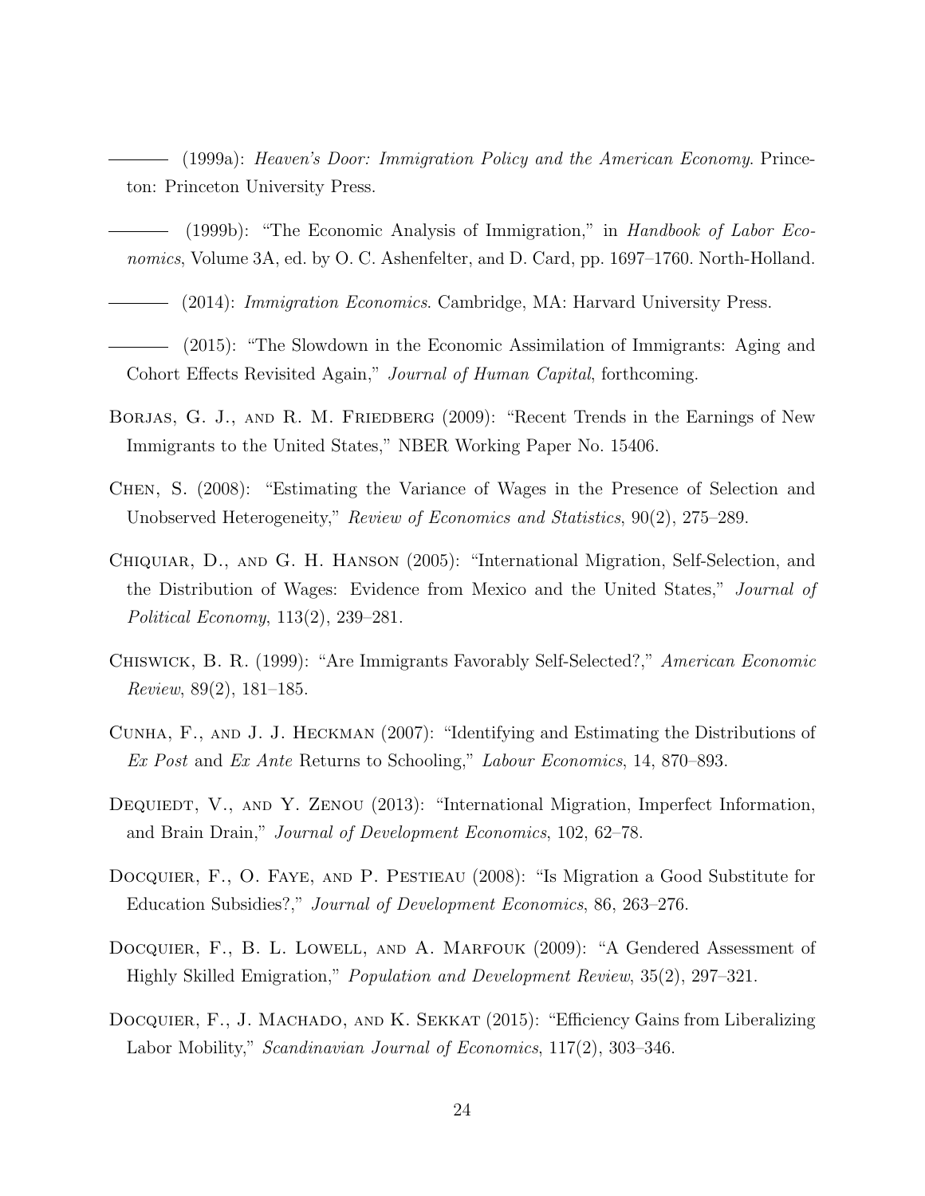——— (1999a): *Heaven's Door: Immigration Policy and the American Economy*. Princeton: Princeton University Press.

——— (1999b): "The Economic Analysis of Immigration," in *Handbook of Labor Economics*, Volume 3A, ed. by O. C. Ashenfelter, and D. Card, pp. 1697–1760. North-Holland.

——— (2014): *Immigration Economics*. Cambridge, MA: Harvard University Press.

——— (2015): "The Slowdown in the Economic Assimilation of Immigrants: Aging and Cohort Effects Revisited Again," *Journal of Human Capital*, forthcoming.

Borjas, G. J., and R. M. Friedberg (2009): "Recent Trends in the Earnings of New Immigrants to the United States," NBER Working Paper No. 15406.

Chen, S. (2008): "Estimating the Variance of Wages in the Presence of Selection and Unobserved Heterogeneity," *Review of Economics and Statistics*, 90(2), 275–289.

Chiquiar, D., and G. H. Hanson (2005): "International Migration, Self-Selection, and the Distribution of Wages: Evidence from Mexico and the United States," *Journal of Political Economy*, 113(2), 239–281.

Chiswick, B. R. (1999): "Are Immigrants Favorably Self-Selected?," *American Economic Review*, 89(2), 181–185.

Cunha, F., and J. J. Heckman (2007): "Identifying and Estimating the Distributions of *Ex Post* and *Ex Ante* Returns to Schooling," *Labour Economics*, 14, 870–893.

Dequiedt, V., and Y. Zenou (2013): "International Migration, Imperfect Information, and Brain Drain," *Journal of Development Economics*, 102, 62–78.

Docquier, F., O. Faye, and P. Pestieau (2008): "Is Migration a Good Substitute for Education Subsidies?," *Journal of Development Economics*, 86, 263–276.

Docquier, F., B. L. Lowell, and A. Marfouk (2009): "A Gendered Assessment of Highly Skilled Emigration," *Population and Development Review*, 35(2), 297–321.

Docquier, F., J. Machado, and K. Sekkat (2015): "Efficiency Gains from Liberalizing Labor Mobility," *Scandinavian Journal of Economics*, 117(2), 303–346.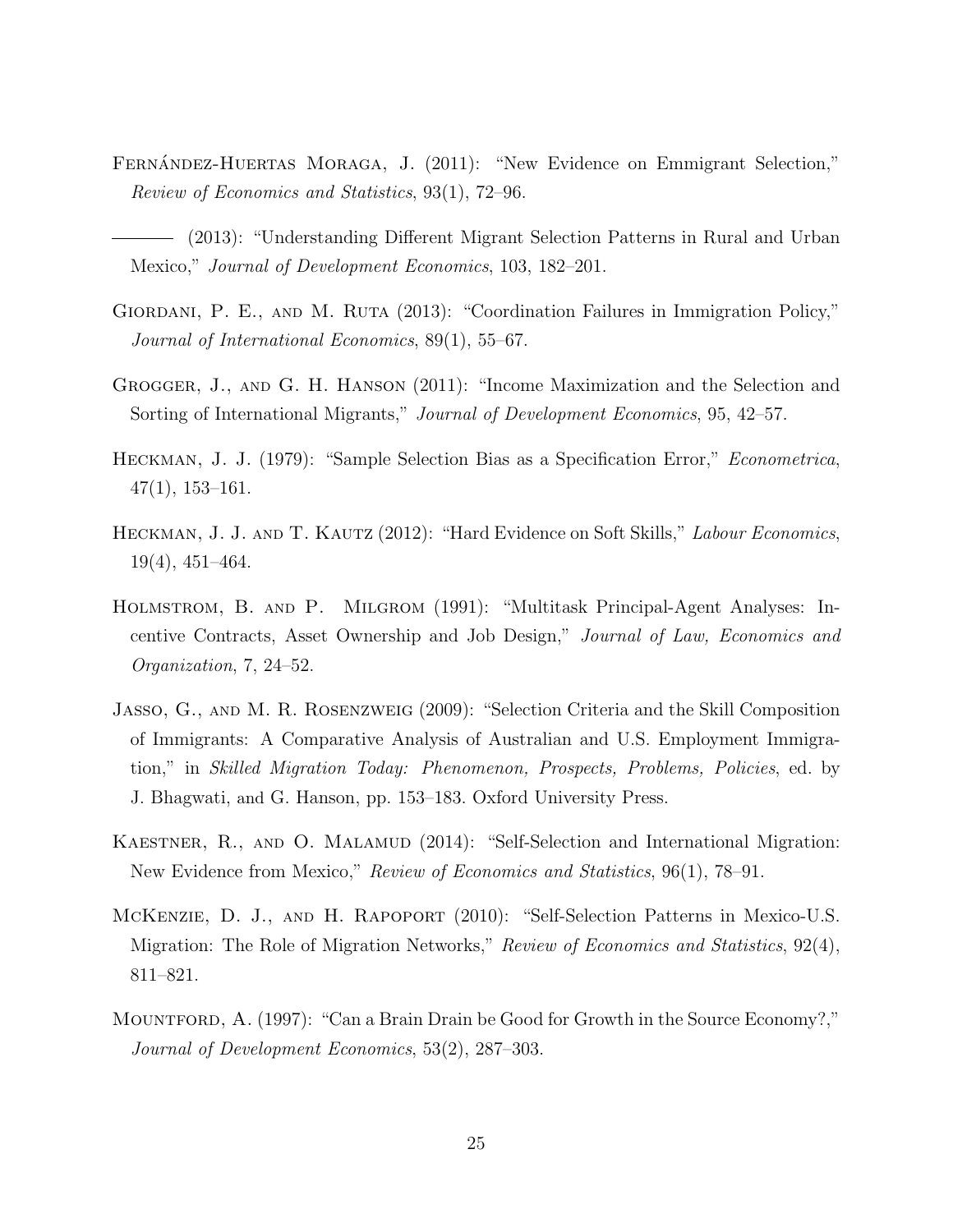Fernández-Huertas Moraga, J. (2011): "New Evidence on Emmigrant Selection," *Review of Economics and Statistics*, 93(1), 72–96.

——— (2013): "Understanding Different Migrant Selection Patterns in Rural and Urban Mexico," *Journal of Development Economics*, 103, 182–201.

Giordani, P. E., and M. Ruta (2013): "Coordination Failures in Immigration Policy," *Journal of International Economics*, 89(1), 55–67.

Grogger, J., and G. H. Hanson (2011): "Income Maximization and the Selection and Sorting of International Migrants," *Journal of Development Economics*, 95, 42–57.

Heckman, J. J. (1979): "Sample Selection Bias as a Specification Error," *Econometrica*, 47(1), 153–161.

Heckman, J. J. and T. Kautz (2012): "Hard Evidence on Soft Skills," *Labour Economics*, 19(4), 451–464.

Holmstrom, B. and P. Milgrom (1991): "Multitask Principal-Agent Analyses: Incentive Contracts, Asset Ownership and Job Design," *Journal of Law, Economics and Organization*, 7, 24–52.

Jasso, G., and M. R. Rosenzweig (2009): "Selection Criteria and the Skill Composition of Immigrants: A Comparative Analysis of Australian and U.S. Employment Immigration," in *Skilled Migration Today: Phenomenon, Prospects, Problems, Policies*, ed. by J. Bhagwati, and G. Hanson, pp. 153–183. Oxford University Press.

Kaestner, R., and O. Malamud (2014): "Self-Selection and International Migration: New Evidence from Mexico," *Review of Economics and Statistics*, 96(1), 78–91.

McKenzie, D. J., and H. Rapoport (2010): "Self-Selection Patterns in Mexico-U.S. Migration: The Role of Migration Networks," *Review of Economics and Statistics*, 92(4), 811–821.

Mountford, A. (1997): "Can a Brain Drain be Good for Growth in the Source Economy?," *Journal of Development Economics*, 53(2), 287–303.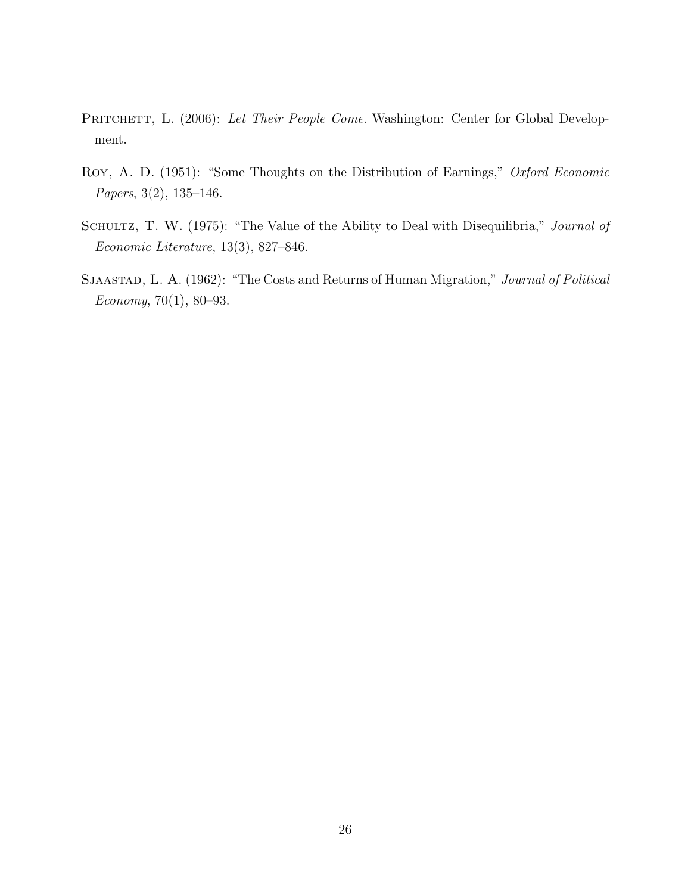Pritchett, L. (2006): *Let Their People Come*. Washington: Center for Global Development.

Roy, A. D. (1951): "Some Thoughts on the Distribution of Earnings," *Oxford Economic Papers*, 3(2), 135–146.

Schultz, T. W. (1975): "The Value of the Ability to Deal with Disequilibria," *Journal of Economic Literature*, 13(3), 827–846.

Sjaastad, L. A. (1962): "The Costs and Returns of Human Migration," *Journal of Political Economy*, 70(1), 80–93.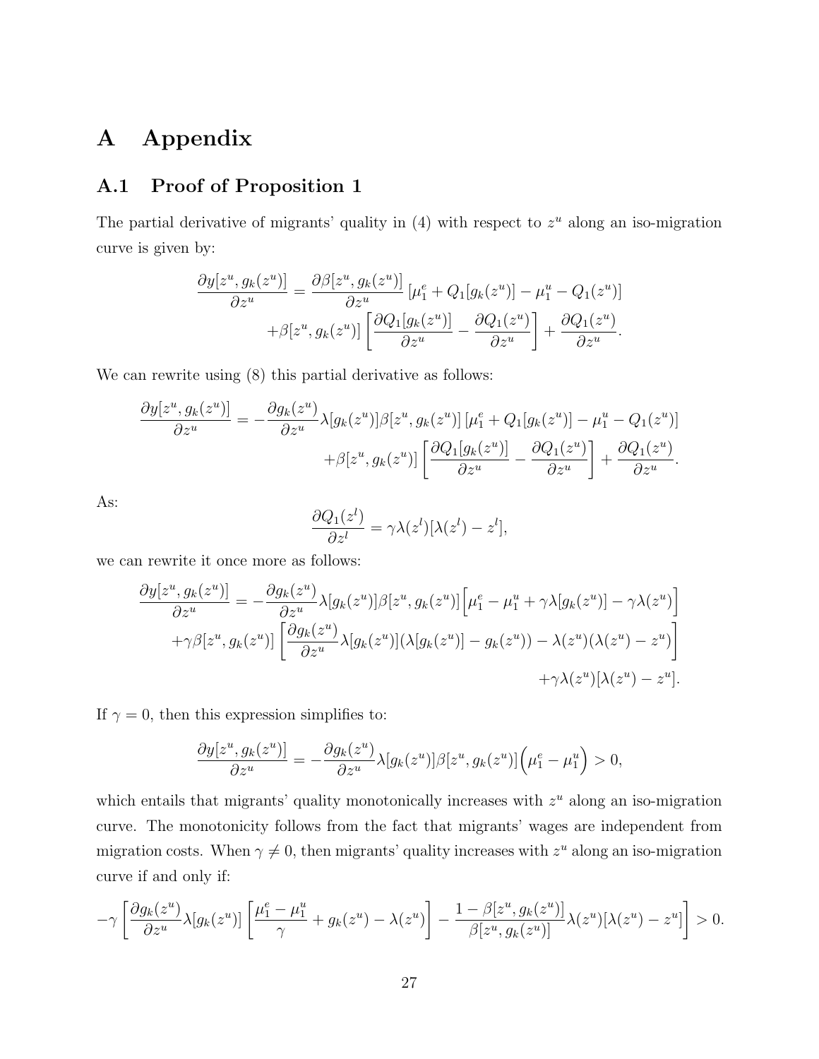# A Appendix

## A.1 Proof of Proposition 1

The partial derivative of migrants' quality in (4) with respect to $z^u$ along an iso-migration curve is given by:

$$\frac{\partial y[z^u, g_k(z^u)]}{\partial z^u} = \frac{\partial \beta[z^u, g_k(z^u)]}{\partial z^u}\left[\mu_1^e + Q_1[g_k(z^u)] - \mu_1^u - Q_1(z^u)\right] + \beta[z^u, g_k(z^u)]\left[\frac{\partial Q_1[g_k(z^u)]}{\partial z^u} - \frac{\partial Q_1(z^u)}{\partial z^u}\right] + \frac{\partial Q_1(z^u)}{\partial z^u}.$$

We can rewrite using (8) this partial derivative as follows:

$$\frac{\partial y[z^u, g_k(z^u)]}{\partial z^u} = -\frac{\partial g_k(z^u)}{\partial z^u}\lambda[g_k(z^u)]\beta[z^u, g_k(z^u)]\left[\mu_1^e + Q_1[g_k(z^u)] - \mu_1^u - Q_1(z^u)\right] + \beta[z^u, g_k(z^u)]\left[\frac{\partial Q_1[g_k(z^u)]}{\partial z^u} - \frac{\partial Q_1(z^u)}{\partial z^u}\right] + \frac{\partial Q_1(z^u)}{\partial z^u}.$$

As:

$$\frac{\partial Q_1(z^l)}{\partial z^l} = \gamma\lambda(z^l)[\lambda(z^l) - z^l],$$

we can rewrite it once more as follows:

$$\begin{aligned}\frac{\partial y[z^u, g_k(z^u)]}{\partial z^u} = &-\frac{\partial g_k(z^u)}{\partial z^u}\lambda[g_k(z^u)]\beta[z^u, g_k(z^u)]\Big[\mu_1^e - \mu_1^u + \gamma\lambda[g_k(z^u)] - \gamma\lambda(z^u)\Big] \\ &+\gamma\beta[z^u, g_k(z^u)]\left[\frac{\partial g_k(z^u)}{\partial z^u}\lambda[g_k(z^u)](\lambda[g_k(z^u)] - g_k(z^u)) - \lambda(z^u)(\lambda(z^u) - z^u)\right] \\ &+\gamma\lambda(z^u)[\lambda(z^u) - z^u].\end{aligned}$$

If $\gamma = 0$, then this expression simplifies to:

$$\frac{\partial y[z^u, g_k(z^u)]}{\partial z^u} = -\frac{\partial g_k(z^u)}{\partial z^u}\lambda[g_k(z^u)]\beta[z^u, g_k(z^u)]\Big(\mu_1^e - \mu_1^u\Big) > 0,$$

which entails that migrants' quality monotonically increases with $z^u$ along an iso-migration curve. The monotonicity follows from the fact that migrants' wages are independent from migration costs. When $\gamma \neq 0$, then migrants' quality increases with $z^u$ along an iso-migration curve if and only if:

$$-\gamma\left[\frac{\partial g_k(z^u)}{\partial z^u}\lambda[g_k(z^u)]\left[\frac{\mu_1^e - \mu_1^u}{\gamma} + g_k(z^u) - \lambda(z^u)\right] - \frac{1 - \beta[z^u, g_k(z^u)]}{\beta[z^u, g_k(z^u)]}\lambda(z^u)[\lambda(z^u) - z^u]\right] > 0.$$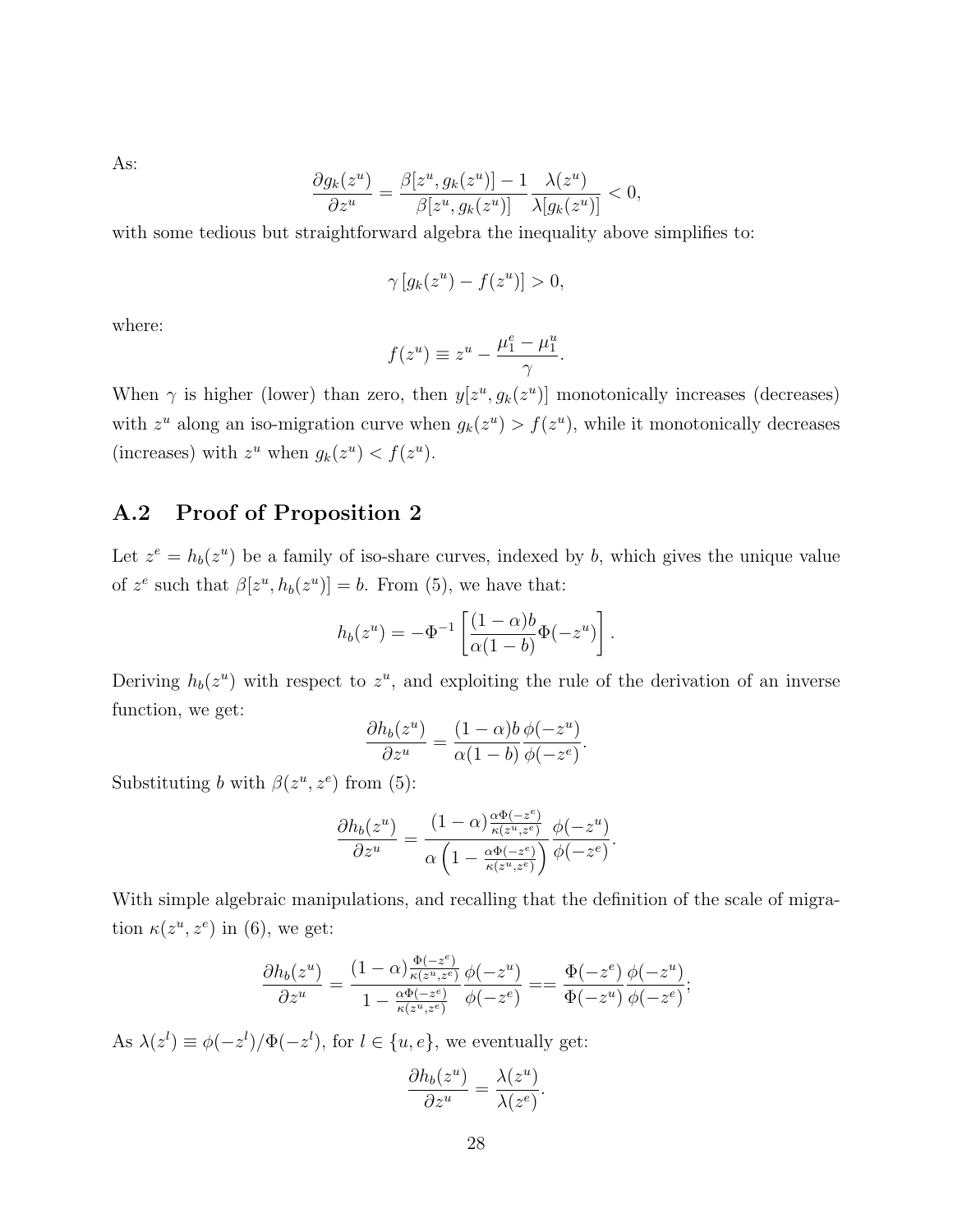As:

$$\frac{\partial g_k(z^u)}{\partial z^u} = \frac{\beta[z^u, g_k(z^u)] - 1}{\beta[z^u, g_k(z^u)]} \frac{\lambda(z^u)}{\lambda[g_k(z^u)]} < 0,$$

with some tedious but straightforward algebra the inequality above simplifies to:

$$\gamma \left[ g_k(z^u) - f(z^u) \right] > 0,$$

where:

$$f(z^u) \equiv z^u - \frac{\mu_1^e - \mu_1^u}{\gamma}.$$

When $\gamma$ is higher (lower) than zero, then $y[z^u, g_k(z^u)]$ monotonically increases (decreases) with $z^u$ along an iso-migration curve when $g_k(z^u) > f(z^u)$, while it monotonically decreases (increases) with $z^u$ when $g_k(z^u) < f(z^u)$.

## A.2 Proof of Proposition 2

Let $z^e = h_b(z^u)$ be a family of iso-share curves, indexed by $b$, which gives the unique value of $z^e$ such that $\beta[z^u, h_b(z^u)] = b$. From (5), we have that:

$$h_b(z^u) = -\Phi^{-1} \left[ \frac{(1-\alpha)b}{\alpha(1-b)} \Phi(-z^u) \right].$$

Deriving $h_b(z^u)$ with respect to $z^u$, and exploiting the rule of the derivation of an inverse function, we get:

$$\frac{\partial h_b(z^u)}{\partial z^u} = \frac{(1-\alpha)b}{\alpha(1-b)} \frac{\phi(-z^u)}{\phi(-z^e)}.$$

Substituting $b$ with $\beta(z^u, z^e)$ from (5):

$$\frac{\partial h_b(z^u)}{\partial z^u} = \frac{(1-\alpha)\frac{\alpha\Phi(-z^e)}{\kappa(z^u,z^e)}}{\alpha\left(1 - \frac{\alpha\Phi(-z^e)}{\kappa(z^u,z^e)}\right)} \frac{\phi(-z^u)}{\phi(-z^e)}.$$

With simple algebraic manipulations, and recalling that the definition of the scale of migration $\kappa(z^u, z^e)$ in (6), we get:

$$\frac{\partial h_b(z^u)}{\partial z^u} = \frac{(1-\alpha)\frac{\Phi(-z^e)}{\kappa(z^u,z^e)}}{1 - \frac{\alpha\Phi(-z^e)}{\kappa(z^u,z^e)}} \frac{\phi(-z^u)}{\phi(-z^e)} == \frac{\Phi(-z^e)}{\Phi(-z^u)} \frac{\phi(-z^u)}{\phi(-z^e)};$$

As $\lambda(z^l) \equiv \phi(-z^l)/\Phi(-z^l)$, for $l \in \{u, e\}$, we eventually get:

$$\frac{\partial h_b(z^u)}{\partial z^u} = \frac{\lambda(z^u)}{\lambda(z^e)}.$$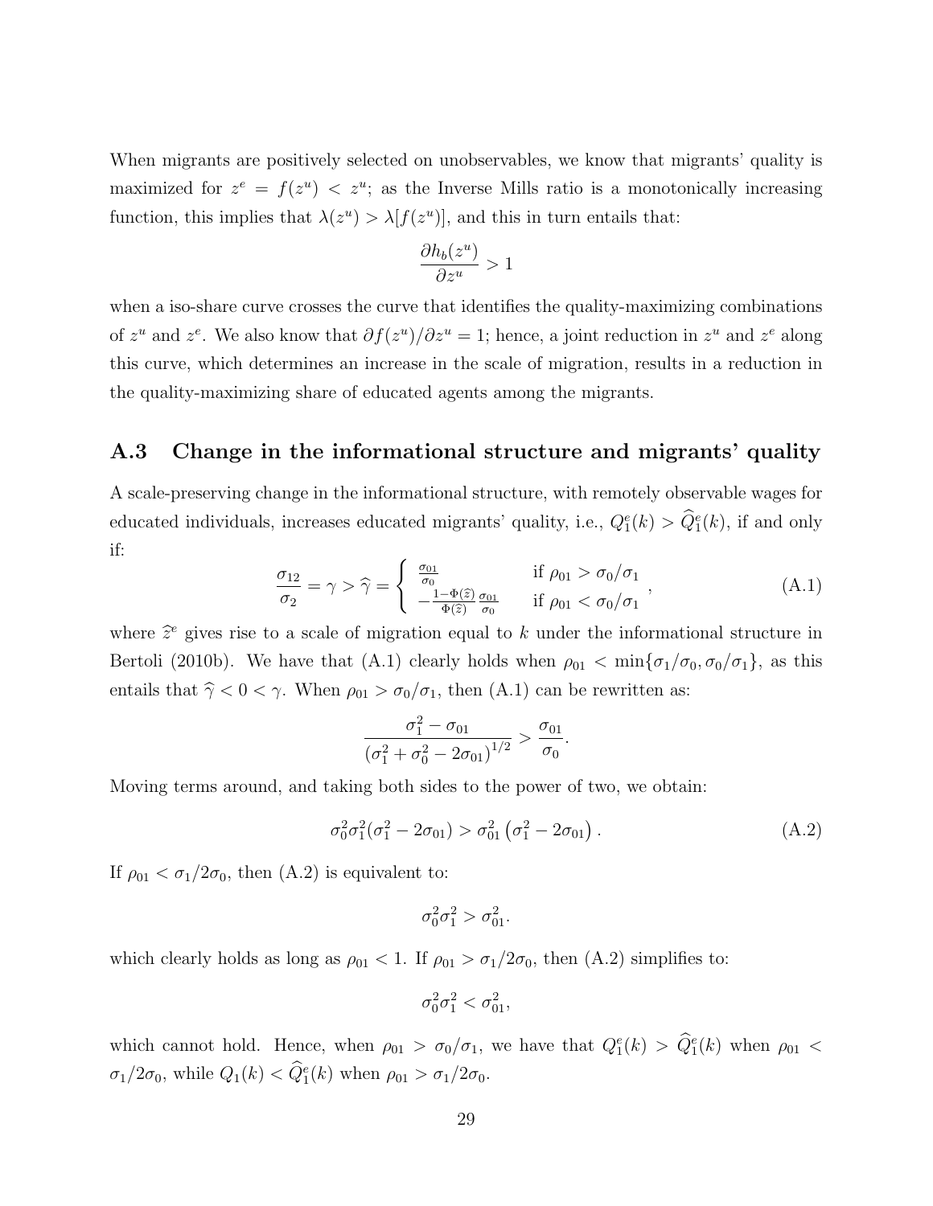When migrants are positively selected on unobservables, we know that migrants' quality is maximized for $z^e = f(z^u) < z^u$; as the Inverse Mills ratio is a monotonically increasing function, this implies that $\lambda(z^u) > \lambda[f(z^u)]$, and this in turn entails that:

$$\frac{\partial h_b(z^u)}{\partial z^u} > 1$$

when a iso-share curve crosses the curve that identifies the quality-maximizing combinations of $z^u$ and $z^e$. We also know that $\partial f(z^u)/\partial z^u = 1$; hence, a joint reduction in $z^u$ and $z^e$ along this curve, which determines an increase in the scale of migration, results in a reduction in the quality-maximizing share of educated agents among the migrants.

## A.3 Change in the informational structure and migrants' quality

A scale-preserving change in the informational structure, with remotely observable wages for educated individuals, increases educated migrants' quality, i.e., $Q_1^e(k) > \widehat{Q}_1^e(k)$, if and only if:

$$\frac{\sigma_{12}}{\sigma_2} = \gamma > \widehat{\gamma} = \begin{cases} \frac{\sigma_{01}}{\sigma_0} & \text{if } \rho_{01} > \sigma_0/\sigma_1 \\ -\frac{1-\Phi(\widehat{z})}{\Phi(\widehat{z})}\frac{\sigma_{01}}{\sigma_0} & \text{if } \rho_{01} < \sigma_0/\sigma_1 \end{cases}, \tag{A.1}$$

where $\widehat{z}^e$ gives rise to a scale of migration equal to $k$ under the informational structure in Bertoli (2010b). We have that (A.1) clearly holds when $\rho_{01} < \min\{\sigma_1/\sigma_0, \sigma_0/\sigma_1\}$, as this entails that $\widehat{\gamma} < 0 < \gamma$. When $\rho_{01} > \sigma_0/\sigma_1$, then (A.1) can be rewritten as:

$$\frac{\sigma_1^2 - \sigma_{01}}{\left(\sigma_1^2 + \sigma_0^2 - 2\sigma_{01}\right)^{1/2}} > \frac{\sigma_{01}}{\sigma_0}.$$

Moving terms around, and taking both sides to the power of two, we obtain:

$$\sigma_0^2\sigma_1^2(\sigma_1^2 - 2\sigma_{01}) > \sigma_{01}^2\left(\sigma_1^2 - 2\sigma_{01}\right). \tag{A.2}$$

If $\rho_{01} < \sigma_1/2\sigma_0$, then (A.2) is equivalent to:

$$\sigma_0^2\sigma_1^2 > \sigma_{01}^2.$$

which clearly holds as long as $\rho_{01} < 1$. If $\rho_{01} > \sigma_1/2\sigma_0$, then (A.2) simplifies to:

$$\sigma_0^2\sigma_1^2 < \sigma_{01}^2,$$

which cannot hold. Hence, when $\rho_{01} > \sigma_0/\sigma_1$, we have that $Q_1^e(k) > \widehat{Q}_1^e(k)$ when $\rho_{01} < \sigma_1/2\sigma_0$, while $Q_1(k) < \widehat{Q}_1^e(k)$ when $\rho_{01} > \sigma_1/2\sigma_0$.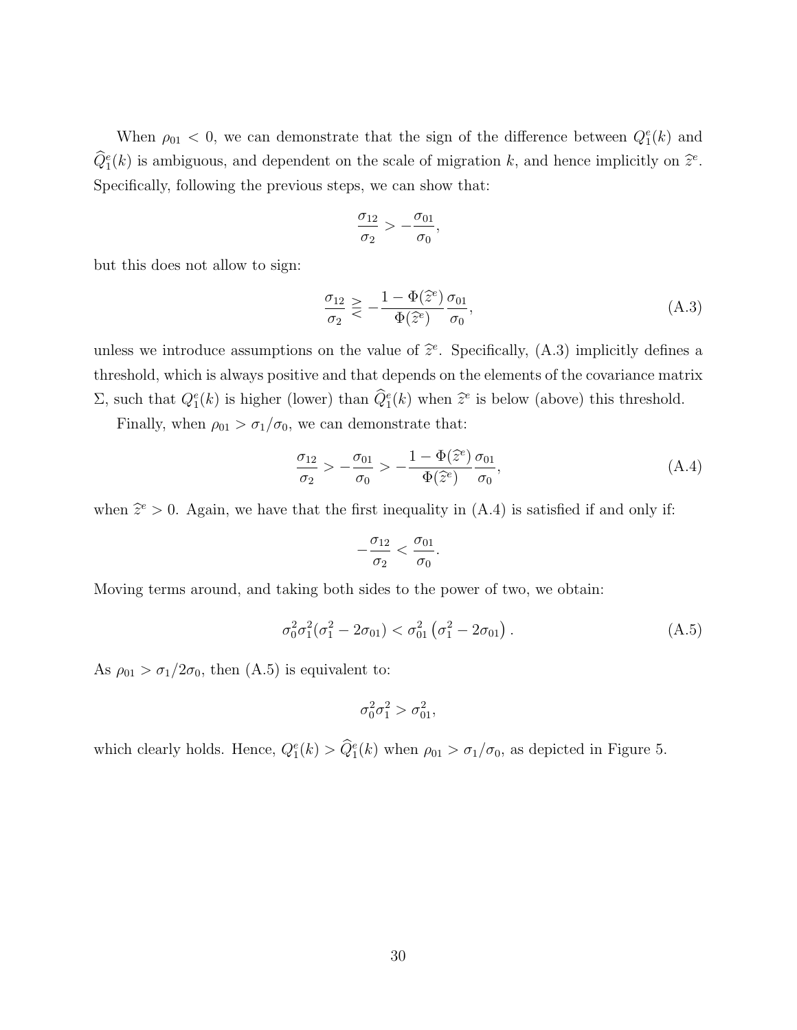When $\rho_{01} < 0$, we can demonstrate that the sign of the difference between $Q_1^e(k)$ and $\widehat{Q}_1^e(k)$ is ambiguous, and dependent on the scale of migration $k$, and hence implicitly on $\widehat{z}^e$. Specifically, following the previous steps, we can show that:

$$\frac{\sigma_{12}}{\sigma_2} > -\frac{\sigma_{01}}{\sigma_0},$$

but this does not allow to sign:

$$\frac{\sigma_{12}}{\sigma_2} \gtreqless -\frac{1-\Phi(\widehat{z}^e)}{\Phi(\widehat{z}^e)}\frac{\sigma_{01}}{\sigma_0}, \tag{A.3}$$

unless we introduce assumptions on the value of $\widehat{z}^e$. Specifically, (A.3) implicitly defines a threshold, which is always positive and that depends on the elements of the covariance matrix $\Sigma$, such that $Q_1^e(k)$ is higher (lower) than $\widehat{Q}_1^e(k)$ when $\widehat{z}^e$ is below (above) this threshold.

Finally, when $\rho_{01} > \sigma_1/\sigma_0$, we can demonstrate that:

$$\frac{\sigma_{12}}{\sigma_2} > -\frac{\sigma_{01}}{\sigma_0} > -\frac{1-\Phi(\widehat{z}^e)}{\Phi(\widehat{z}^e)}\frac{\sigma_{01}}{\sigma_0}, \tag{A.4}$$

when $\widehat{z}^e > 0$. Again, we have that the first inequality in (A.4) is satisfied if and only if:

$$-\frac{\sigma_{12}}{\sigma_2} < \frac{\sigma_{01}}{\sigma_0}.$$

Moving terms around, and taking both sides to the power of two, we obtain:

$$\sigma_0^2\sigma_1^2(\sigma_1^2 - 2\sigma_{01}) < \sigma_{01}^2\left(\sigma_1^2 - 2\sigma_{01}\right). \tag{A.5}$$

As $\rho_{01} > \sigma_1/2\sigma_0$, then (A.5) is equivalent to:

$$\sigma_0^2\sigma_1^2 > \sigma_{01}^2,$$

which clearly holds. Hence, $Q_1^e(k) > \widehat{Q}_1^e(k)$ when $\rho_{01} > \sigma_1/\sigma_0$, as depicted in Figure 5.